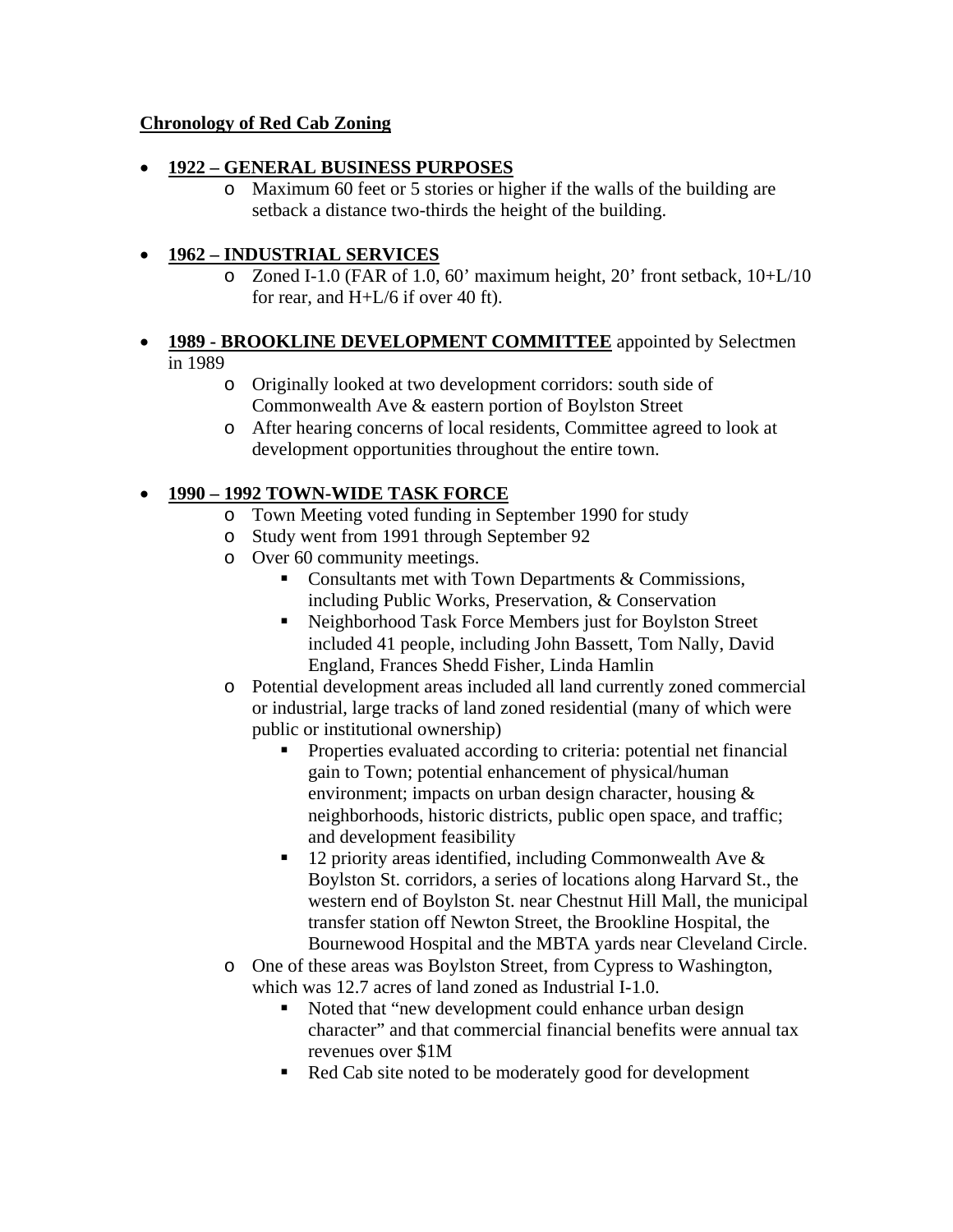**Chronology of Red Cab Zoning**

- **1922 – GENERAL BUSINESS PURPOSES**
  - Maximum 60 feet or 5 stories or higher if the walls of the building are setback a distance two-thirds the height of the building.

- **1962 – INDUSTRIAL SERVICES**
  - Zoned I-1.0 (FAR of 1.0, 60' maximum height, 20' front setback, 10+L/10 for rear, and H+L/6 if over 40 ft).

- **1989 - BROOKLINE DEVELOPMENT COMMITTEE** appointed by Selectmen in 1989
  - Originally looked at two development corridors: south side of Commonwealth Ave & eastern portion of Boylston Street
  - After hearing concerns of local residents, Committee agreed to look at development opportunities throughout the entire town.

- **1990 – 1992 TOWN-WIDE TASK FORCE**
  - Town Meeting voted funding in September 1990 for study
  - Study went from 1991 through September 92
  - Over 60 community meetings.
    - Consultants met with Town Departments & Commissions, including Public Works, Preservation, & Conservation
    - Neighborhood Task Force Members just for Boylston Street included 41 people, including John Bassett, Tom Nally, David England, Frances Shedd Fisher, Linda Hamlin
  - Potential development areas included all land currently zoned commercial or industrial, large tracks of land zoned residential (many of which were public or institutional ownership)
    - Properties evaluated according to criteria: potential net financial gain to Town; potential enhancement of physical/human environment; impacts on urban design character, housing & neighborhoods, historic districts, public open space, and traffic; and development feasibility
    - 12 priority areas identified, including Commonwealth Ave & Boylston St. corridors, a series of locations along Harvard St., the western end of Boylston St. near Chestnut Hill Mall, the municipal transfer station off Newton Street, the Brookline Hospital, the Bournewood Hospital and the MBTA yards near Cleveland Circle.
  - One of these areas was Boylston Street, from Cypress to Washington, which was 12.7 acres of land zoned as Industrial I-1.0.
    - Noted that "new development could enhance urban design character" and that commercial financial benefits were annual tax revenues over $1M
    - Red Cab site noted to be moderately good for development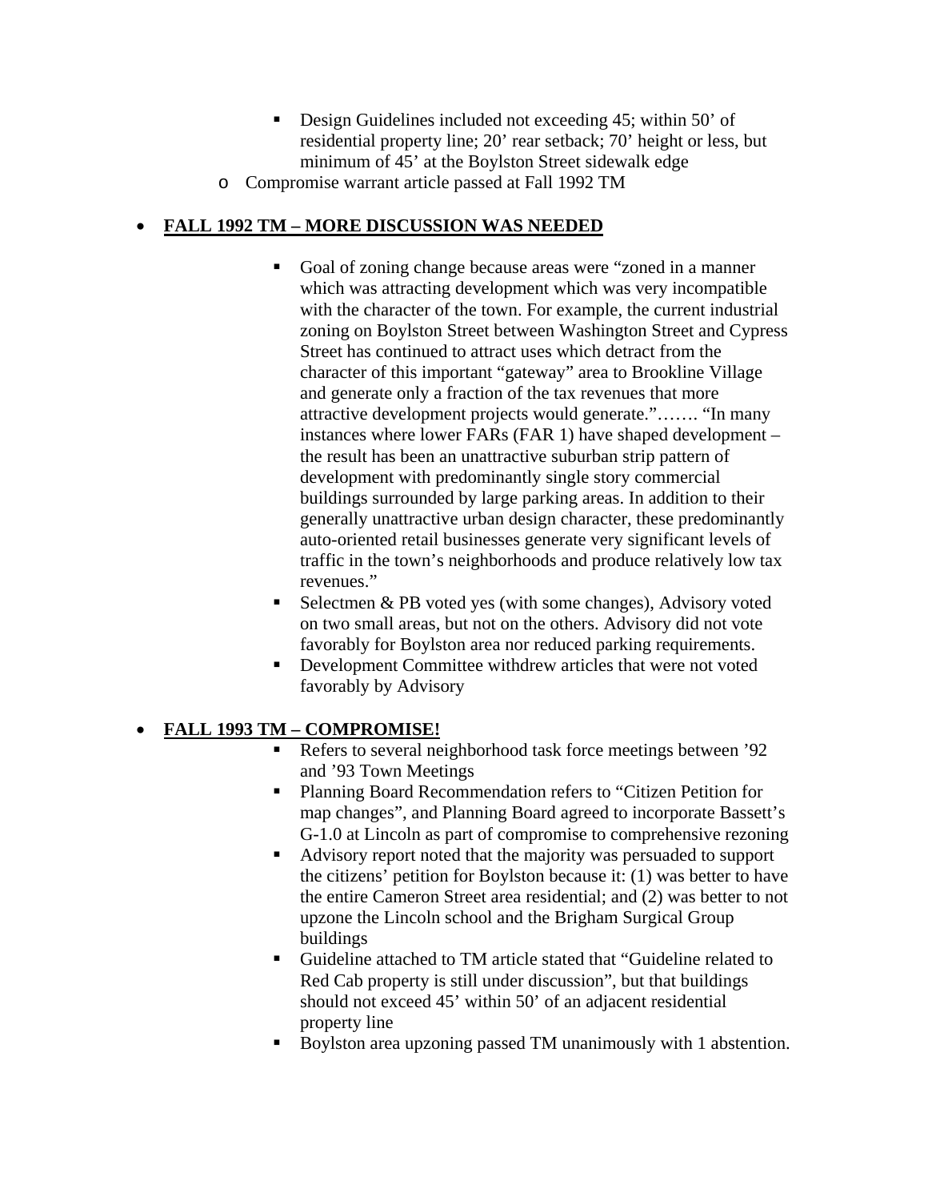- Design Guidelines included not exceeding 45; within 50' of residential property line; 20' rear setback; 70' height or less, but minimum of 45' at the Boylston Street sidewalk edge
  - Compromise warrant article passed at Fall 1992 TM

- **<u>FALL 1992 TM – MORE DISCUSSION WAS NEEDED</u>**
    - Goal of zoning change because areas were "zoned in a manner which was attracting development which was very incompatible with the character of the town. For example, the current industrial zoning on Boylston Street between Washington Street and Cypress Street has continued to attract uses which detract from the character of this important "gateway" area to Brookline Village and generate only a fraction of the tax revenues that more attractive development projects would generate."……. "In many instances where lower FARs (FAR 1) have shaped development – the result has been an unattractive suburban strip pattern of development with predominantly single story commercial buildings surrounded by large parking areas. In addition to their generally unattractive urban design character, these predominantly auto-oriented retail businesses generate very significant levels of traffic in the town's neighborhoods and produce relatively low tax revenues."
    - Selectmen & PB voted yes (with some changes), Advisory voted on two small areas, but not on the others. Advisory did not vote favorably for Boylston area nor reduced parking requirements.
    - Development Committee withdrew articles that were not voted favorably by Advisory

- **<u>FALL 1993 TM – COMPROMISE!</u>**
    - Refers to several neighborhood task force meetings between '92 and '93 Town Meetings
    - Planning Board Recommendation refers to "Citizen Petition for map changes", and Planning Board agreed to incorporate Bassett's G-1.0 at Lincoln as part of compromise to comprehensive rezoning
    - Advisory report noted that the majority was persuaded to support the citizens' petition for Boylston because it: (1) was better to have the entire Cameron Street area residential; and (2) was better to not upzone the Lincoln school and the Brigham Surgical Group buildings
    - Guideline attached to TM article stated that "Guideline related to Red Cab property is still under discussion", but that buildings should not exceed 45' within 50' of an adjacent residential property line
    - Boylston area upzoning passed TM unanimously with 1 abstention.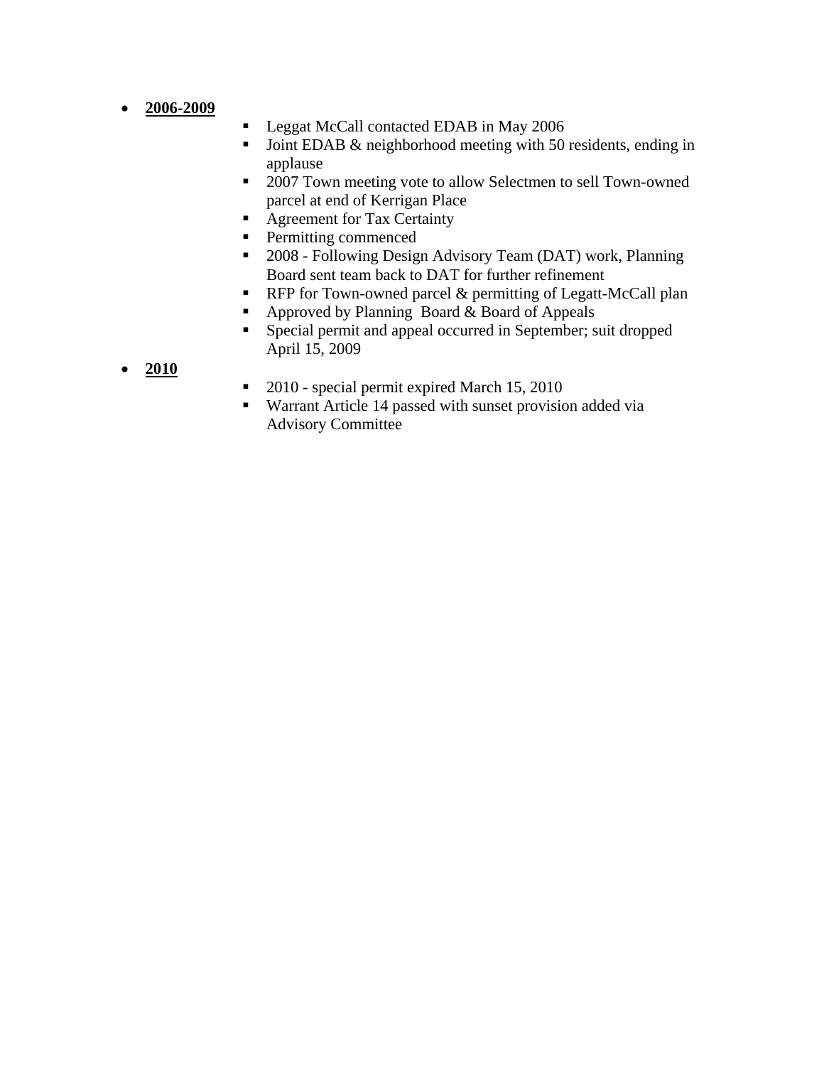- **2006-2009**
  - Leggat McCall contacted EDAB in May 2006
  - Joint EDAB & neighborhood meeting with 50 residents, ending in applause
  - 2007 Town meeting vote to allow Selectmen to sell Town-owned parcel at end of Kerrigan Place
  - Agreement for Tax Certainty
  - Permitting commenced
  - 2008 - Following Design Advisory Team (DAT) work, Planning Board sent team back to DAT for further refinement
  - RFP for Town-owned parcel & permitting of Legatt-McCall plan
  - Approved by Planning Board & Board of Appeals
  - Special permit and appeal occurred in September; suit dropped April 15, 2009
- **2010**
  - 2010 - special permit expired March 15, 2010
  - Warrant Article 14 passed with sunset provision added via Advisory Committee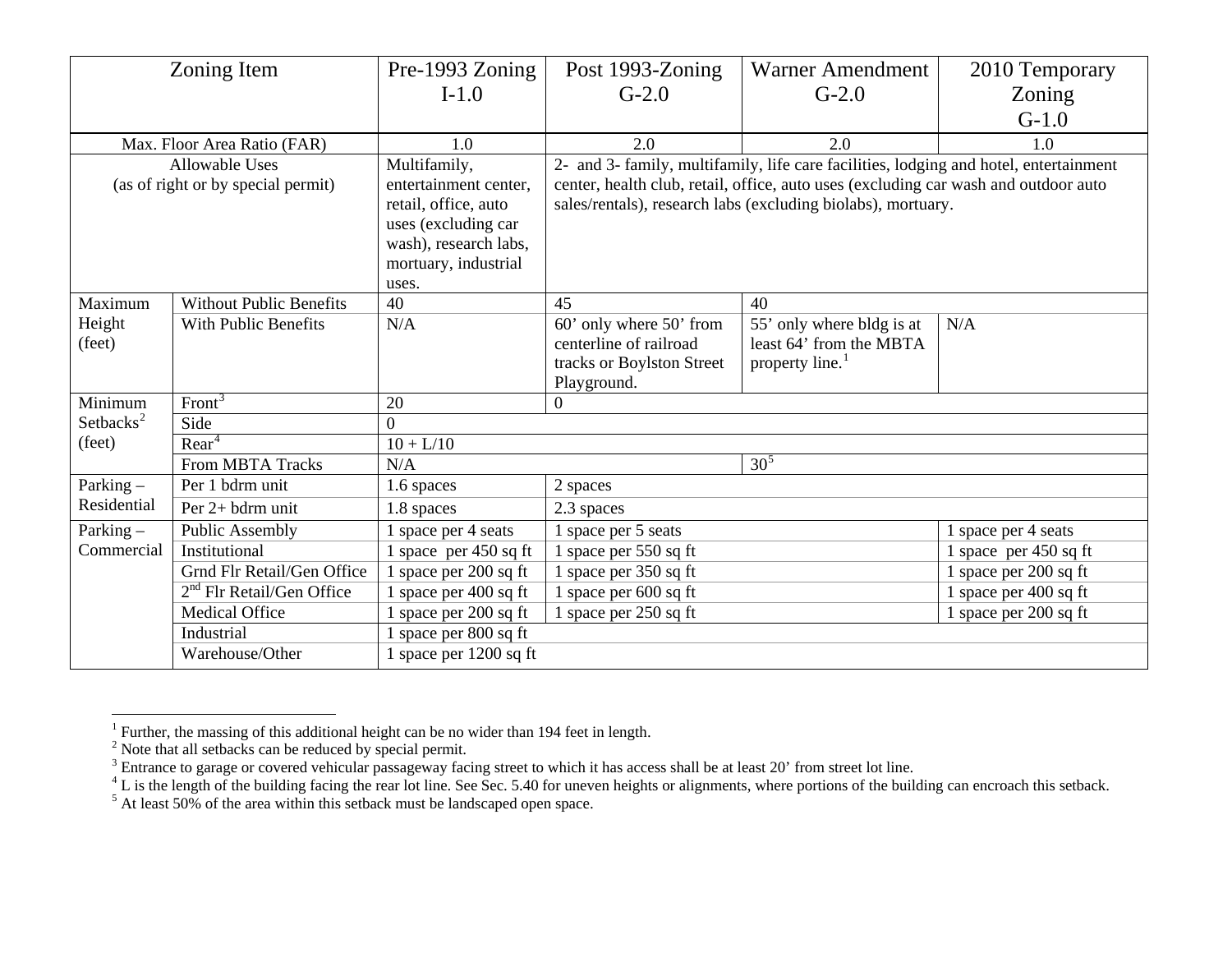| Zoning Item | | Pre-1993 Zoning I-1.0 | Post 1993-Zoning G-2.0 | Warner Amendment G-2.0 | 2010 Temporary Zoning G-1.0 |
|---|---|---|---|---|---|
| Max. Floor Area Ratio (FAR) | | 1.0 | 2.0 | 2.0 | 1.0 |
| Allowable Uses (as of right or by special permit) | | Multifamily, entertainment center, retail, office, auto uses (excluding car wash), research labs, mortuary, industrial uses. | 2- and 3- family, multifamily, life care facilities, lodging and hotel, entertainment center, health club, retail, office, auto uses (excluding car wash and outdoor auto sales/rentals), research labs (excluding biolabs), mortuary. | | |
| Maximum Height (feet) | Without Public Benefits | 40 | 45 | 40 | |
| | With Public Benefits | N/A | 60' only where 50' from centerline of railroad tracks or Boylston Street Playground. | 55' only where bldg is at least 64' from the MBTA property line.[1] | N/A |
| Minimum Setbacks[2] (feet) | Front[3] | 20 | 0 | | |
| | Side | 0 | | | |
| | Rear[4] | 10 + L/10 | | | |
| | From MBTA Tracks | N/A | | 30[5] | |
| Parking – Residential | Per 1 bdrm unit | 1.6 spaces | 2 spaces | | |
| | Per 2+ bdrm unit | 1.8 spaces | 2.3 spaces | | |
| Parking – Commercial | Public Assembly | 1 space per 4 seats | 1 space per 5 seats | | 1 space per 4 seats |
| | Institutional | 1 space per 450 sq ft | 1 space per 550 sq ft | | 1 space per 450 sq ft |
| | Grnd Flr Retail/Gen Office | 1 space per 200 sq ft | 1 space per 350 sq ft | | 1 space per 200 sq ft |
| | 2nd Flr Retail/Gen Office | 1 space per 400 sq ft | 1 space per 600 sq ft | | 1 space per 400 sq ft |
| | Medical Office | 1 space per 200 sq ft | 1 space per 250 sq ft | | 1 space per 200 sq ft |
| | Industrial | 1 space per 800 sq ft | | | |
| | Warehouse/Other | 1 space per 1200 sq ft | | | |

[1] Further, the massing of this additional height can be no wider than 194 feet in length.

[2] Note that all setbacks can be reduced by special permit.

[3] Entrance to garage or covered vehicular passageway facing street to which it has access shall be at least 20' from street lot line.

[4] L is the length of the building facing the rear lot line. See Sec. 5.40 for uneven heights or alignments, where portions of the building can encroach this setback.

[5] At least 50% of the area within this setback must be landscaped open space.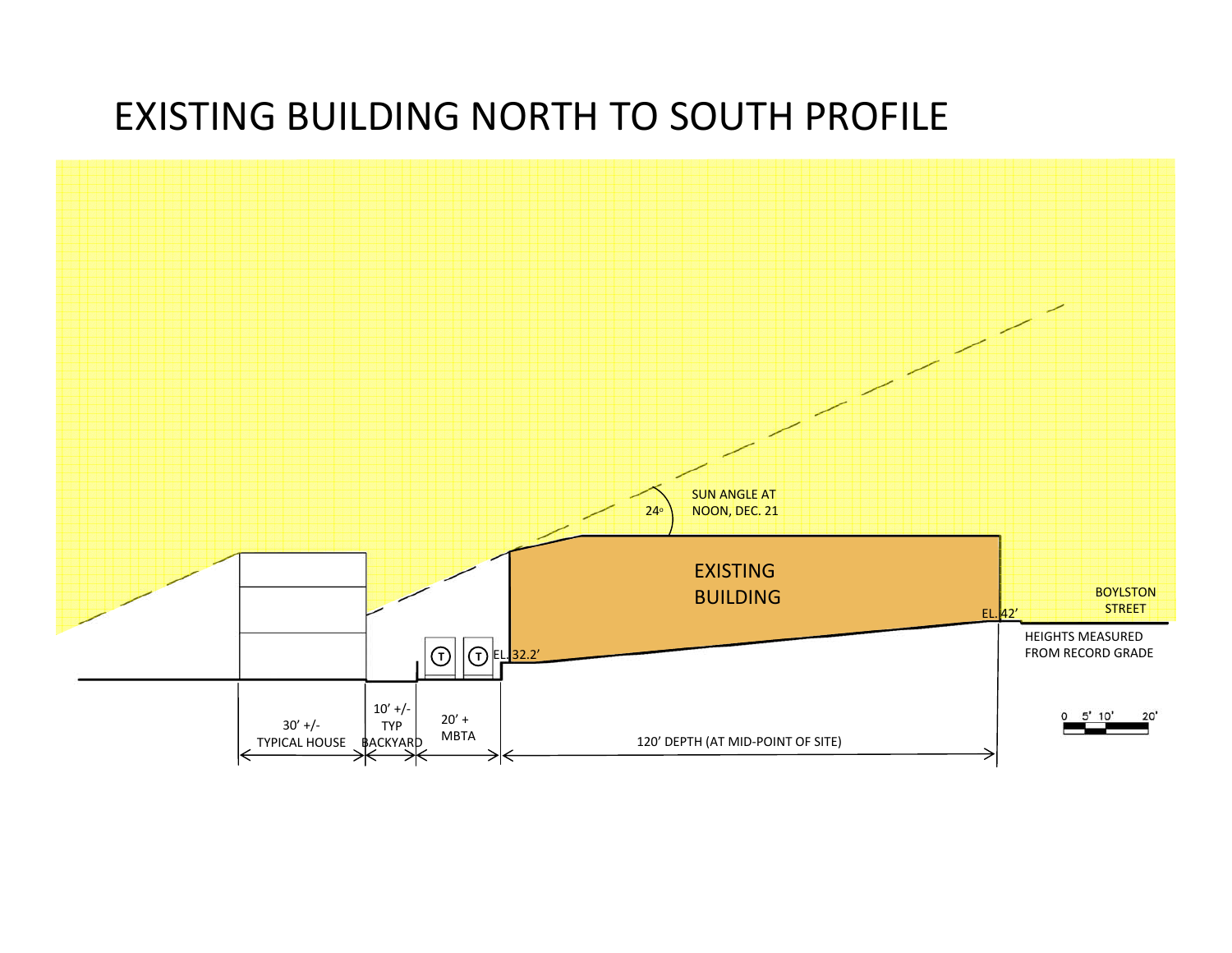# EXISTING BUILDING NORTH TO SOUTH PROFILE

SUN ANGLE AT NOON, DEC. 21

24°

EXISTING BUILDING

EL. 32.2'

EL. 42'

BOYLSTON STREET

HEIGHTS MEASURED FROM RECORD GRADE

30' +/- TYPICAL HOUSE

10' +/- TYP BACKYARD

20' + MBTA

120' DEPTH (AT MID-POINT OF SITE)

0 5' 10' 20'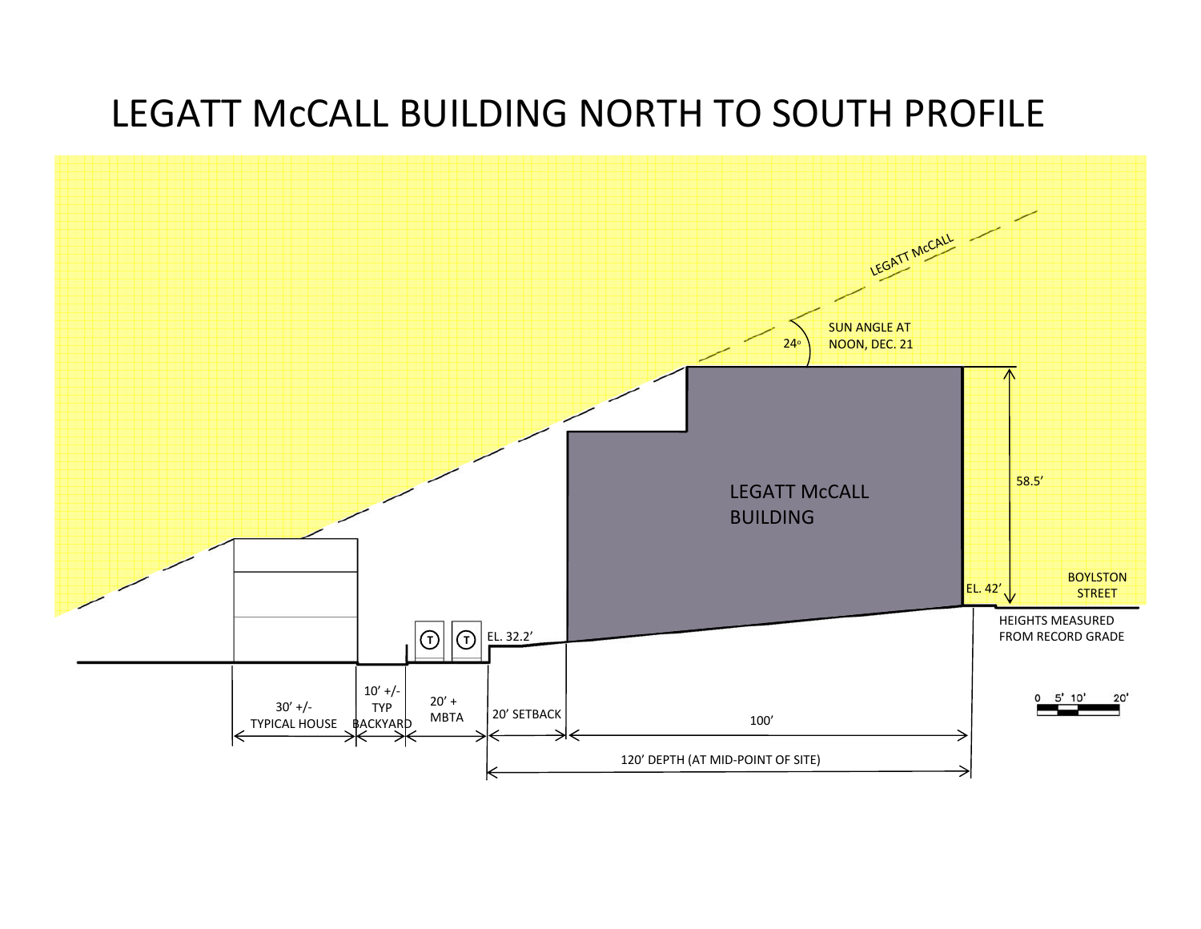# LEGATT McCALL BUILDING NORTH TO SOUTH PROFILE

LEGATT McCALL

SUN ANGLE AT NOON, DEC. 21

24°

LEGATT McCALL BUILDING

58.5'

EL. 42'

BOYLSTON STREET

HEIGHTS MEASURED FROM RECORD GRADE

EL. 32.2'

T T

30' +/- TYPICAL HOUSE

10' +/- TYP BACKYARD

20' + MBTA

20' SETBACK

100'

120' DEPTH (AT MID-POINT OF SITE)

0 5' 10' 20'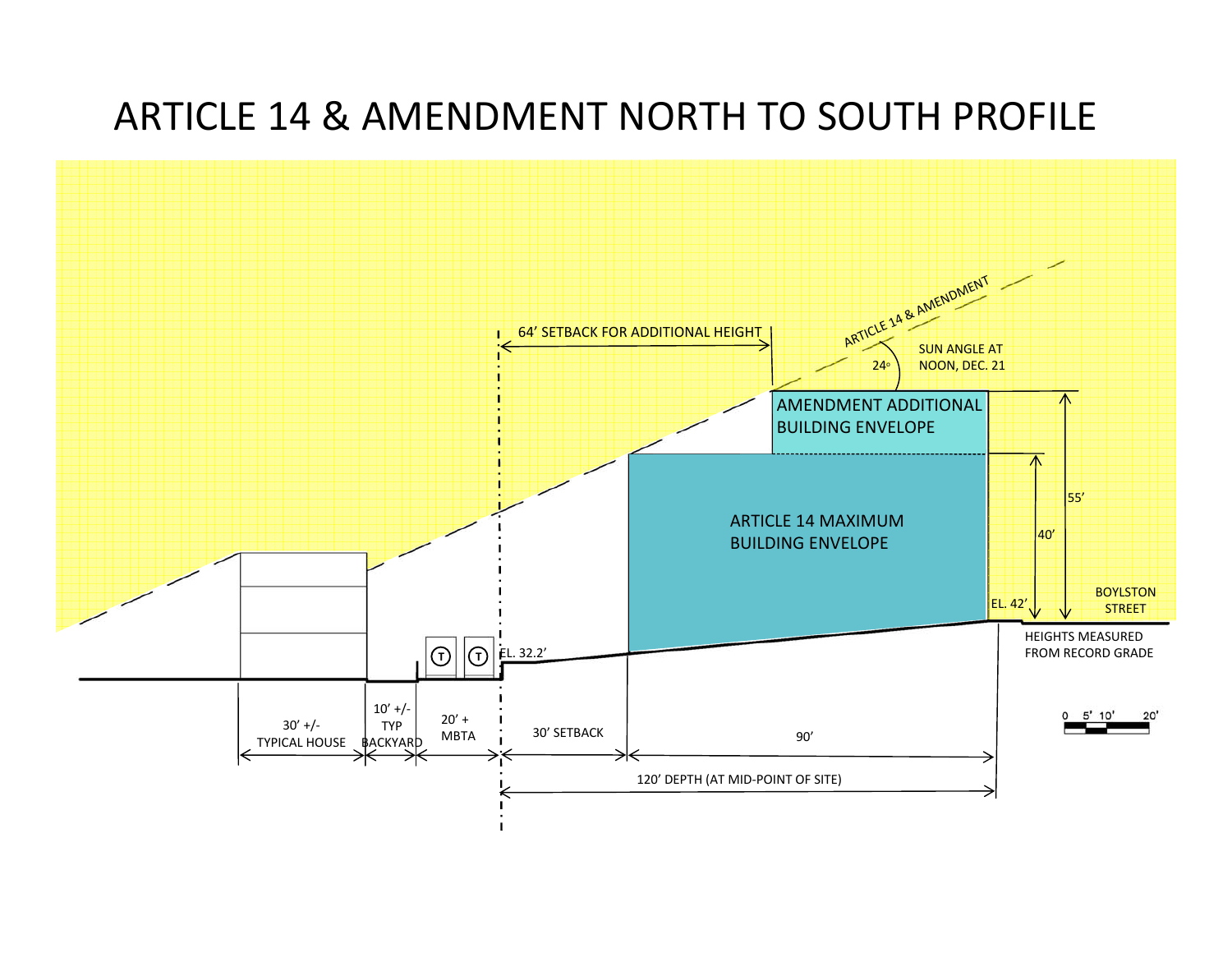# ARTICLE 14 & AMENDMENT NORTH TO SOUTH PROFILE

ARTICLE 14 & AMENDMENT

64' SETBACK FOR ADDITIONAL HEIGHT

24° SUN ANGLE AT NOON, DEC. 21

AMENDMENT ADDITIONAL BUILDING ENVELOPE

ARTICLE 14 MAXIMUM BUILDING ENVELOPE

55'

40'

EL. 42'

BOYLSTON STREET

HEIGHTS MEASURED FROM RECORD GRADE

EL. 32.2'

30' +/- TYPICAL HOUSE

10' +/- TYP BACKYARD

20' + MBTA

30' SETBACK

90'

120' DEPTH (AT MID-POINT OF SITE)

0 5' 10' 20'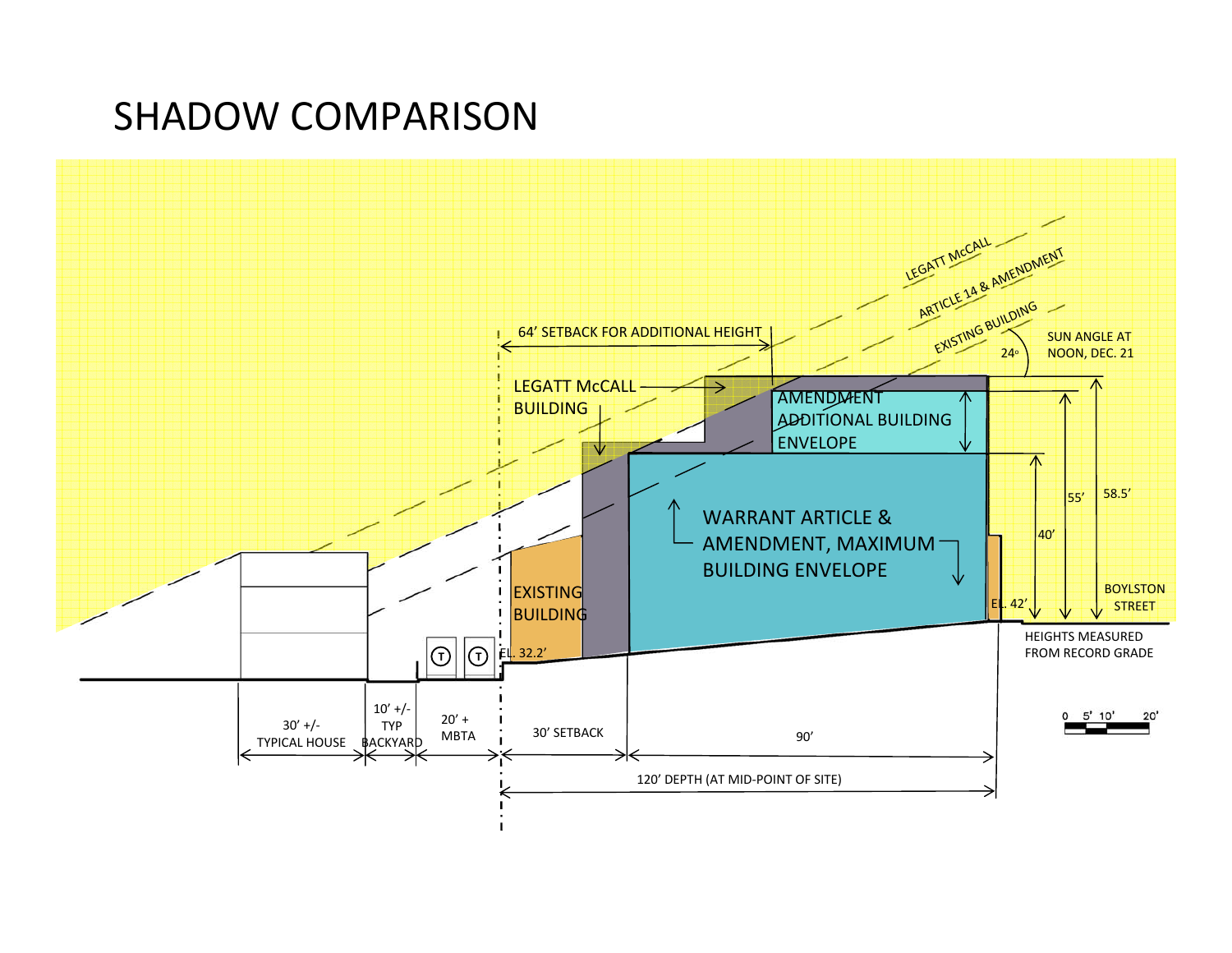# SHADOW COMPARISON

LEGATT McCALL

ARTICLE 14 & AMENDMENT

EXISTING BUILDING

24°

SUN ANGLE AT NOON, DEC. 21

64' SETBACK FOR ADDITIONAL HEIGHT

LEGATT McCALL BUILDING

AMENDMENT ADDITIONAL BUILDING ENVELOPE

WARRANT ARTICLE & AMENDMENT, MAXIMUM BUILDING ENVELOPE

EXISTING BUILDING

EL. 32.2'

EL. 42'

40'

55'

58.5'

BOYLSTON STREET

HEIGHTS MEASURED FROM RECORD GRADE

30' +/- TYPICAL HOUSE

10' +/- TYP BACKYARD

20' + MBTA

30' SETBACK

90'

120' DEPTH (AT MID-POINT OF SITE)

0 5' 10' 20'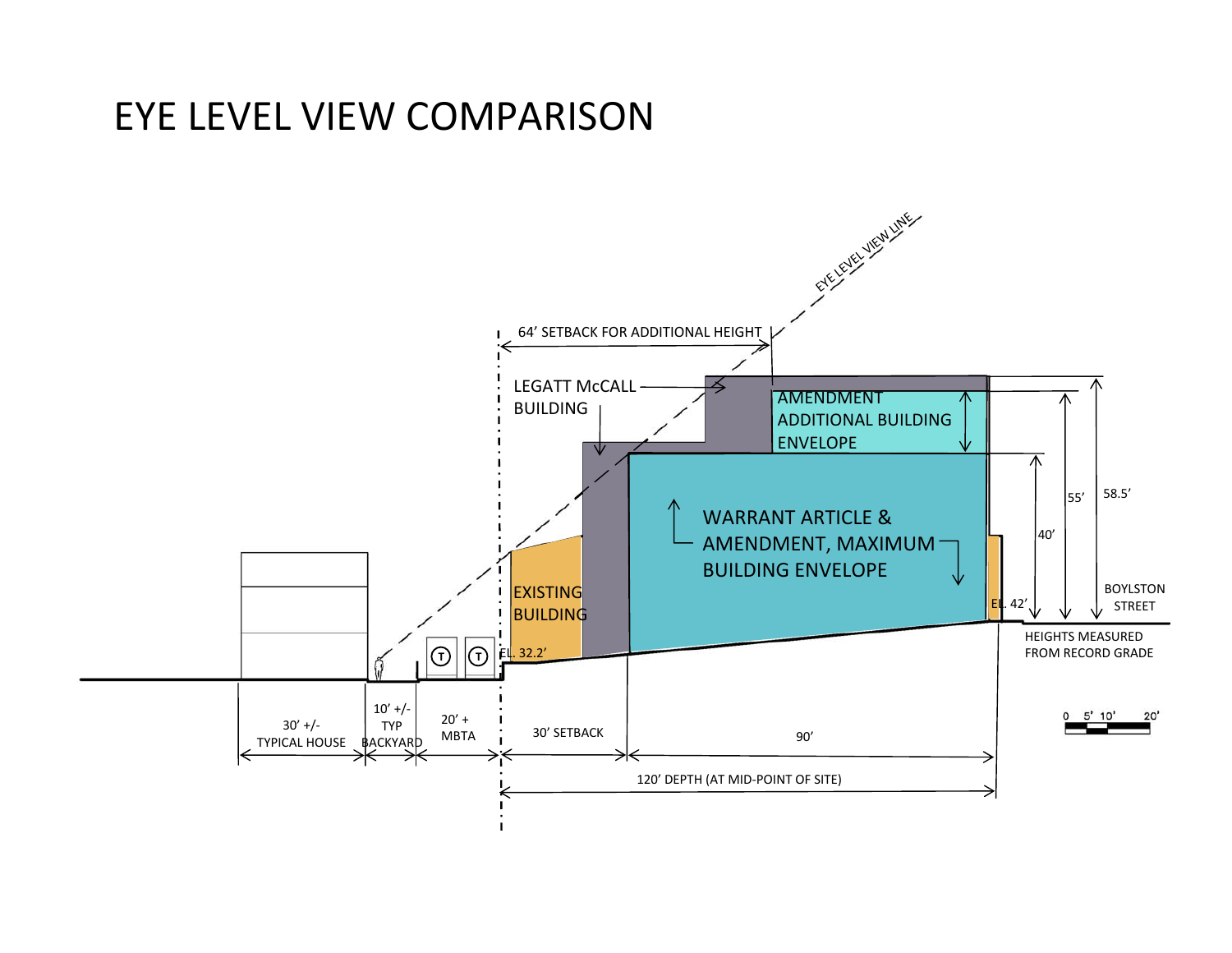# EYE LEVEL VIEW COMPARISON

EYE LEVEL VIEW LINE

64' SETBACK FOR ADDITIONAL HEIGHT

LEGATT McCALL BUILDING

AMENDMENT ADDITIONAL BUILDING ENVELOPE

WARRANT ARTICLE & AMENDMENT, MAXIMUM BUILDING ENVELOPE

EXISTING BUILDING

EL. 32.2'

EL. 42'

40'

55'

58.5'

BOYLSTON STREET

HEIGHTS MEASURED FROM RECORD GRADE

30' +/- TYPICAL HOUSE

10' +/- TYP BACKYARD

20' + MBTA

30' SETBACK

90'

120' DEPTH (AT MID-POINT OF SITE)

0 5' 10' 20'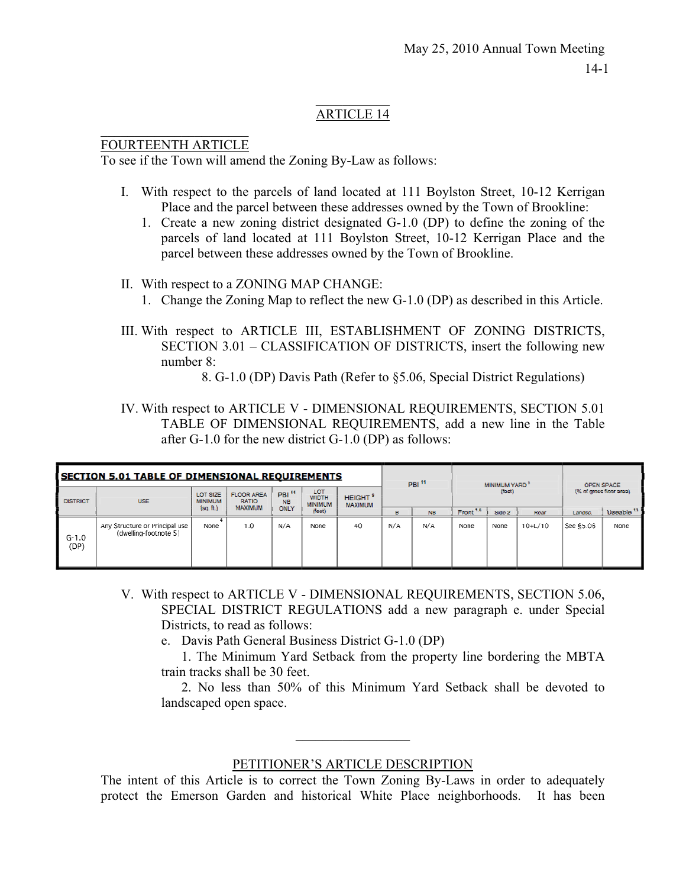ARTICLE 14

FOURTEENTH ARTICLE

To see if the Town will amend the Zoning By-Law as follows:

I. With respect to the parcels of land located at 111 Boylston Street, 10-12 Kerrigan Place and the parcel between these addresses owned by the Town of Brookline:
   1. Create a new zoning district designated G-1.0 (DP) to define the zoning of the parcels of land located at 111 Boylston Street, 10-12 Kerrigan Place and the parcel between these addresses owned by the Town of Brookline.

II. With respect to a ZONING MAP CHANGE:
   1. Change the Zoning Map to reflect the new G-1.0 (DP) as described in this Article.

III. With respect to ARTICLE III, ESTABLISHMENT OF ZONING DISTRICTS, SECTION 3.01 – CLASSIFICATION OF DISTRICTS, insert the following new number 8:

   8. G-1.0 (DP) Davis Path (Refer to §5.06, Special District Regulations)

IV. With respect to ARTICLE V - DIMENSIONAL REQUIREMENTS, SECTION 5.01 TABLE OF DIMENSIONAL REQUIREMENTS, add a new line in the Table after G-1.0 for the new district G-1.0 (DP) as follows:

**SECTION 5.01 TABLE OF DIMENSIONAL REQUIREMENTS**

| DISTRICT | USE | LOT SIZE MINIMUM (sq. ft.) | FLOOR AREA RATIO MAXIMUM | PBI [11] NB ONLY | LOT WIDTH MINIMUM (feet) | HEIGHT [9] MAXIMUM | PBI [11] | | MINIMUM YARD [3] (feet) | | | OPEN SPACE (% of gross floor area) | |
|---|---|---|---|---|---|---|---|---|---|---|---|---|---|
| | | | | | | | B | NB | Front [1,6] | Side 2 | Rear | Landsc. | Useable [13] |
| G-1.0 (DP) | Any Structure or Principal use (dwelling-footnote 5) | None [4] | 1.0 | N/A | None | 40 | N/A | N/A | None | None | 10+L/10 | See §5.06 | None |

V. With respect to ARTICLE V - DIMENSIONAL REQUIREMENTS, SECTION 5.06, SPECIAL DISTRICT REGULATIONS add a new paragraph e. under Special Districts, to read as follows:

   e. Davis Path General Business District G-1.0 (DP)

   1. The Minimum Yard Setback from the property line bordering the MBTA train tracks shall be 30 feet.

   2. No less than 50% of this Minimum Yard Setback shall be devoted to landscaped open space.

---

PETITIONER'S ARTICLE DESCRIPTION

The intent of this Article is to correct the Town Zoning By-Laws in order to adequately protect the Emerson Garden and historical White Place neighborhoods. It has been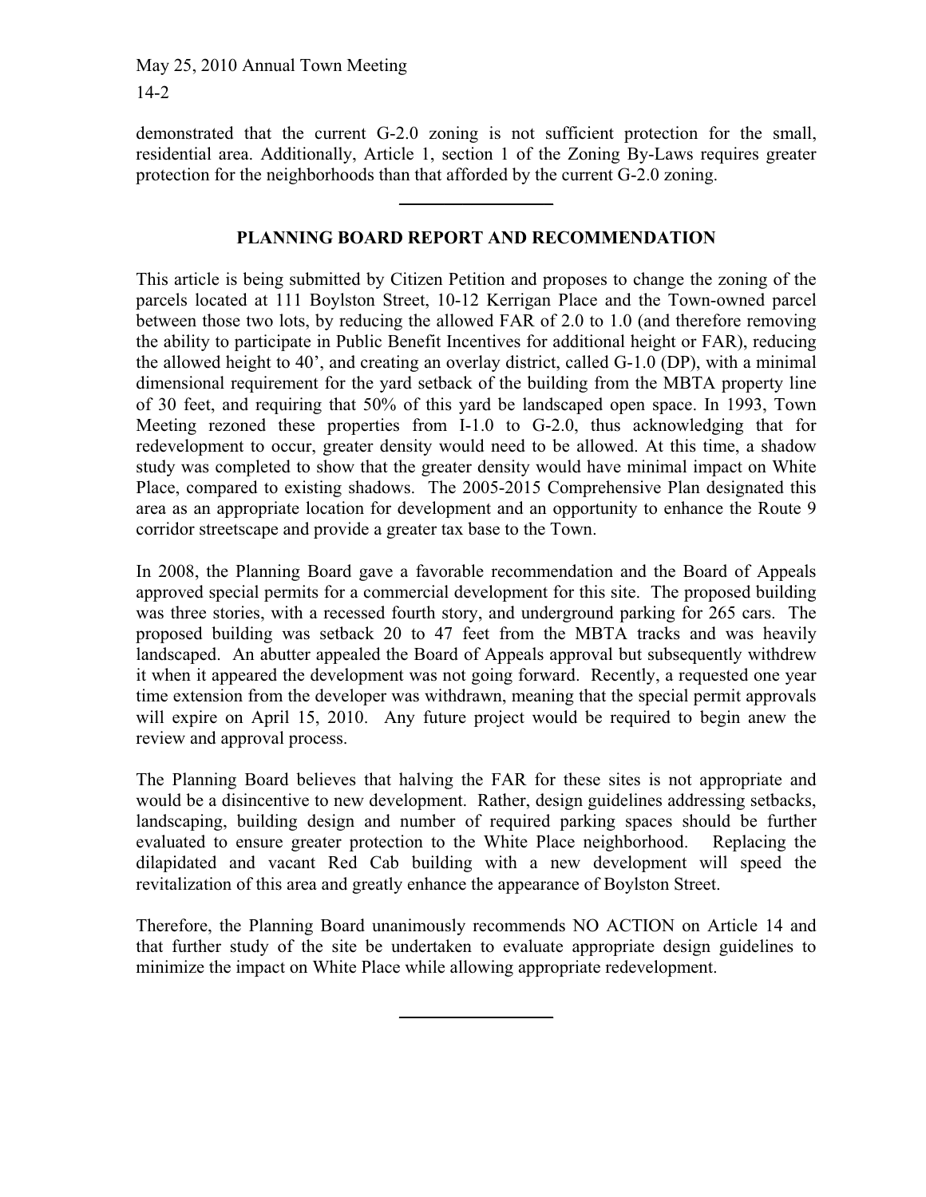demonstrated that the current G-2.0 zoning is not sufficient protection for the small, residential area. Additionally, Article 1, section 1 of the Zoning By-Laws requires greater protection for the neighborhoods than that afforded by the current G-2.0 zoning.

---

## PLANNING BOARD REPORT AND RECOMMENDATION

This article is being submitted by Citizen Petition and proposes to change the zoning of the parcels located at 111 Boylston Street, 10-12 Kerrigan Place and the Town-owned parcel between those two lots, by reducing the allowed FAR of 2.0 to 1.0 (and therefore removing the ability to participate in Public Benefit Incentives for additional height or FAR), reducing the allowed height to 40', and creating an overlay district, called G-1.0 (DP), with a minimal dimensional requirement for the yard setback of the building from the MBTA property line of 30 feet, and requiring that 50% of this yard be landscaped open space. In 1993, Town Meeting rezoned these properties from I-1.0 to G-2.0, thus acknowledging that for redevelopment to occur, greater density would need to be allowed. At this time, a shadow study was completed to show that the greater density would have minimal impact on White Place, compared to existing shadows. The 2005-2015 Comprehensive Plan designated this area as an appropriate location for development and an opportunity to enhance the Route 9 corridor streetscape and provide a greater tax base to the Town.

In 2008, the Planning Board gave a favorable recommendation and the Board of Appeals approved special permits for a commercial development for this site. The proposed building was three stories, with a recessed fourth story, and underground parking for 265 cars. The proposed building was setback 20 to 47 feet from the MBTA tracks and was heavily landscaped. An abutter appealed the Board of Appeals approval but subsequently withdrew it when it appeared the development was not going forward. Recently, a requested one year time extension from the developer was withdrawn, meaning that the special permit approvals will expire on April 15, 2010. Any future project would be required to begin anew the review and approval process.

The Planning Board believes that halving the FAR for these sites is not appropriate and would be a disincentive to new development. Rather, design guidelines addressing setbacks, landscaping, building design and number of required parking spaces should be further evaluated to ensure greater protection to the White Place neighborhood. Replacing the dilapidated and vacant Red Cab building with a new development will speed the revitalization of this area and greatly enhance the appearance of Boylston Street.

Therefore, the Planning Board unanimously recommends NO ACTION on Article 14 and that further study of the site be undertaken to evaluate appropriate design guidelines to minimize the impact on White Place while allowing appropriate redevelopment.

---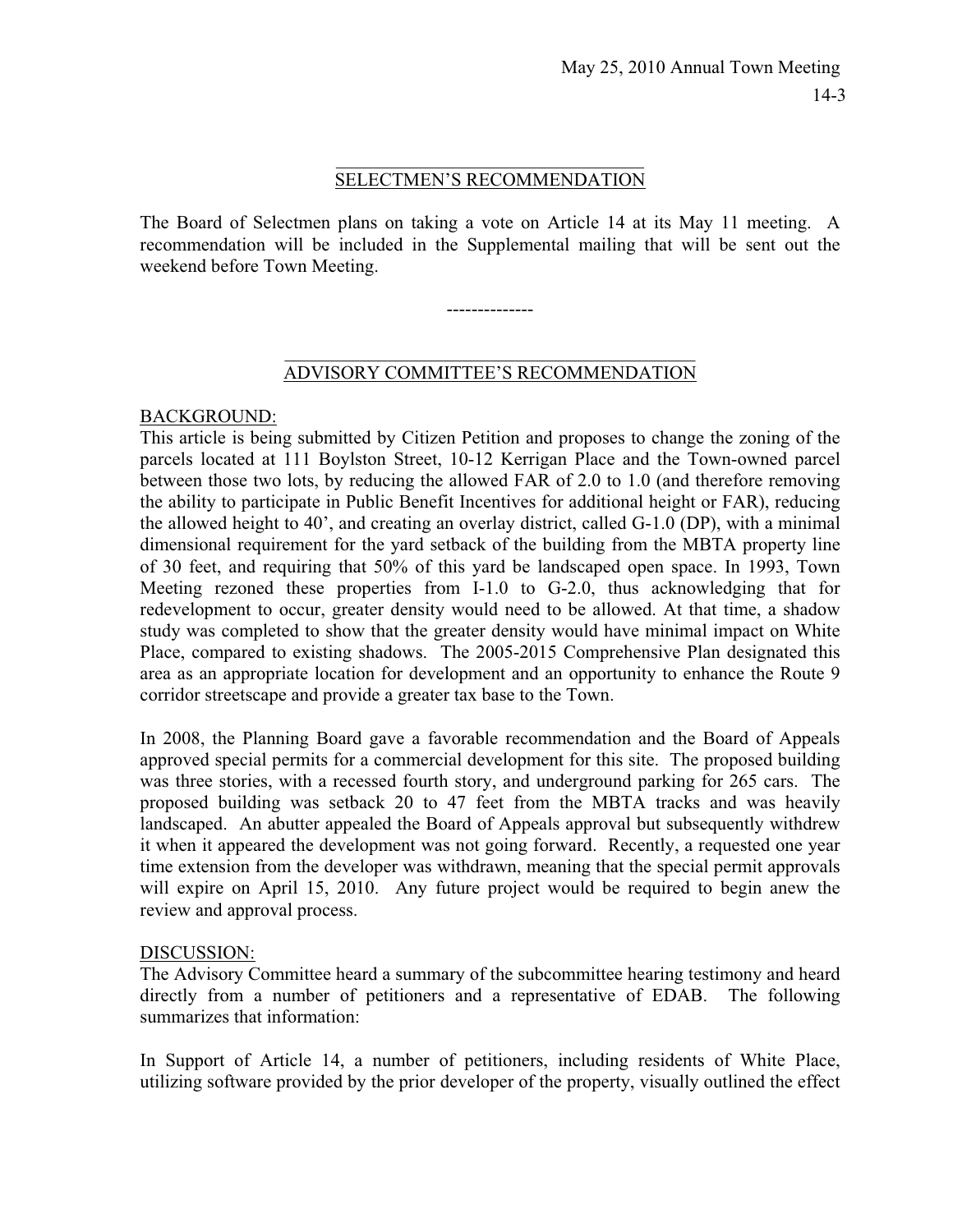## SELECTMEN'S RECOMMENDATION

The Board of Selectmen plans on taking a vote on Article 14 at its May 11 meeting. A recommendation will be included in the Supplemental mailing that will be sent out the weekend before Town Meeting.

--------------

## ADVISORY COMMITTEE'S RECOMMENDATION

BACKGROUND:

This article is being submitted by Citizen Petition and proposes to change the zoning of the parcels located at 111 Boylston Street, 10-12 Kerrigan Place and the Town-owned parcel between those two lots, by reducing the allowed FAR of 2.0 to 1.0 (and therefore removing the ability to participate in Public Benefit Incentives for additional height or FAR), reducing the allowed height to 40', and creating an overlay district, called G-1.0 (DP), with a minimal dimensional requirement for the yard setback of the building from the MBTA property line of 30 feet, and requiring that 50% of this yard be landscaped open space. In 1993, Town Meeting rezoned these properties from I-1.0 to G-2.0, thus acknowledging that for redevelopment to occur, greater density would need to be allowed. At that time, a shadow study was completed to show that the greater density would have minimal impact on White Place, compared to existing shadows. The 2005-2015 Comprehensive Plan designated this area as an appropriate location for development and an opportunity to enhance the Route 9 corridor streetscape and provide a greater tax base to the Town.

In 2008, the Planning Board gave a favorable recommendation and the Board of Appeals approved special permits for a commercial development for this site. The proposed building was three stories, with a recessed fourth story, and underground parking for 265 cars. The proposed building was setback 20 to 47 feet from the MBTA tracks and was heavily landscaped. An abutter appealed the Board of Appeals approval but subsequently withdrew it when it appeared the development was not going forward. Recently, a requested one year time extension from the developer was withdrawn, meaning that the special permit approvals will expire on April 15, 2010. Any future project would be required to begin anew the review and approval process.

DISCUSSION:

The Advisory Committee heard a summary of the subcommittee hearing testimony and heard directly from a number of petitioners and a representative of EDAB. The following summarizes that information:

In Support of Article 14, a number of petitioners, including residents of White Place, utilizing software provided by the prior developer of the property, visually outlined the effect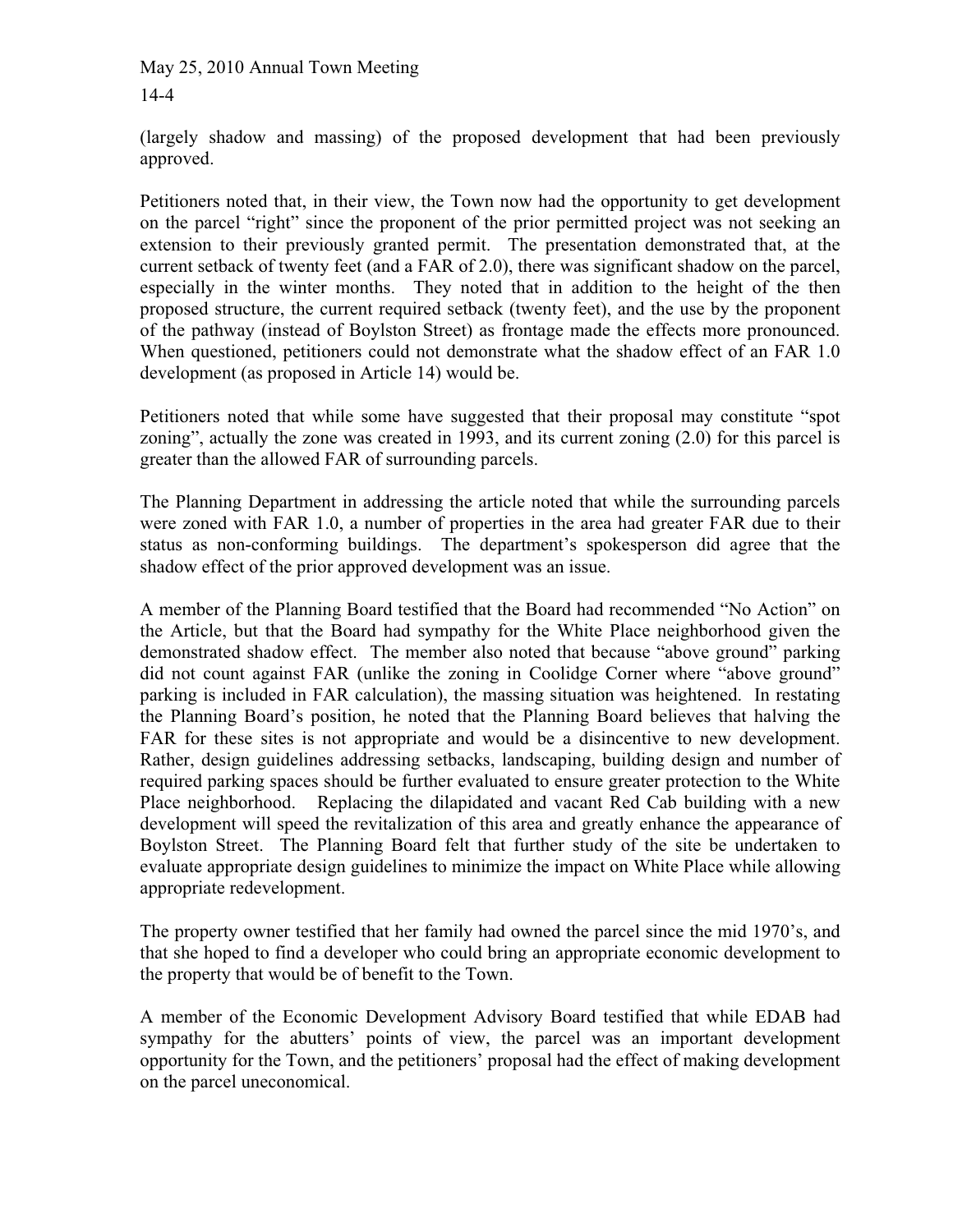(largely shadow and massing) of the proposed development that had been previously approved.

Petitioners noted that, in their view, the Town now had the opportunity to get development on the parcel "right" since the proponent of the prior permitted project was not seeking an extension to their previously granted permit. The presentation demonstrated that, at the current setback of twenty feet (and a FAR of 2.0), there was significant shadow on the parcel, especially in the winter months. They noted that in addition to the height of the then proposed structure, the current required setback (twenty feet), and the use by the proponent of the pathway (instead of Boylston Street) as frontage made the effects more pronounced. When questioned, petitioners could not demonstrate what the shadow effect of an FAR 1.0 development (as proposed in Article 14) would be.

Petitioners noted that while some have suggested that their proposal may constitute "spot zoning", actually the zone was created in 1993, and its current zoning (2.0) for this parcel is greater than the allowed FAR of surrounding parcels.

The Planning Department in addressing the article noted that while the surrounding parcels were zoned with FAR 1.0, a number of properties in the area had greater FAR due to their status as non-conforming buildings. The department's spokesperson did agree that the shadow effect of the prior approved development was an issue.

A member of the Planning Board testified that the Board had recommended "No Action" on the Article, but that the Board had sympathy for the White Place neighborhood given the demonstrated shadow effect. The member also noted that because "above ground" parking did not count against FAR (unlike the zoning in Coolidge Corner where "above ground" parking is included in FAR calculation), the massing situation was heightened. In restating the Planning Board's position, he noted that the Planning Board believes that halving the FAR for these sites is not appropriate and would be a disincentive to new development. Rather, design guidelines addressing setbacks, landscaping, building design and number of required parking spaces should be further evaluated to ensure greater protection to the White Place neighborhood. Replacing the dilapidated and vacant Red Cab building with a new development will speed the revitalization of this area and greatly enhance the appearance of Boylston Street. The Planning Board felt that further study of the site be undertaken to evaluate appropriate design guidelines to minimize the impact on White Place while allowing appropriate redevelopment.

The property owner testified that her family had owned the parcel since the mid 1970's, and that she hoped to find a developer who could bring an appropriate economic development to the property that would be of benefit to the Town.

A member of the Economic Development Advisory Board testified that while EDAB had sympathy for the abutters' points of view, the parcel was an important development opportunity for the Town, and the petitioners' proposal had the effect of making development on the parcel uneconomical.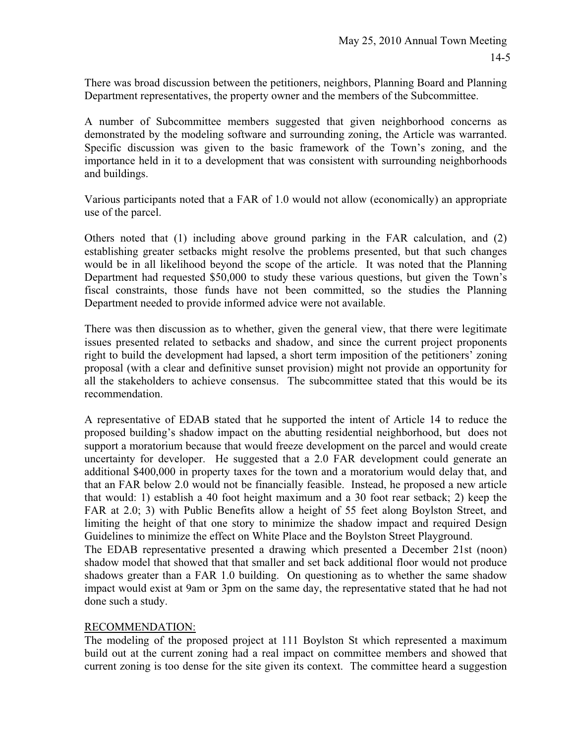There was broad discussion between the petitioners, neighbors, Planning Board and Planning Department representatives, the property owner and the members of the Subcommittee.

A number of Subcommittee members suggested that given neighborhood concerns as demonstrated by the modeling software and surrounding zoning, the Article was warranted. Specific discussion was given to the basic framework of the Town's zoning, and the importance held in it to a development that was consistent with surrounding neighborhoods and buildings.

Various participants noted that a FAR of 1.0 would not allow (economically) an appropriate use of the parcel.

Others noted that (1) including above ground parking in the FAR calculation, and (2) establishing greater setbacks might resolve the problems presented, but that such changes would be in all likelihood beyond the scope of the article. It was noted that the Planning Department had requested $50,000 to study these various questions, but given the Town's fiscal constraints, those funds have not been committed, so the studies the Planning Department needed to provide informed advice were not available.

There was then discussion as to whether, given the general view, that there were legitimate issues presented related to setbacks and shadow, and since the current project proponents right to build the development had lapsed, a short term imposition of the petitioners' zoning proposal (with a clear and definitive sunset provision) might not provide an opportunity for all the stakeholders to achieve consensus. The subcommittee stated that this would be its recommendation.

A representative of EDAB stated that he supported the intent of Article 14 to reduce the proposed building's shadow impact on the abutting residential neighborhood, but does not support a moratorium because that would freeze development on the parcel and would create uncertainty for developer. He suggested that a 2.0 FAR development could generate an additional $400,000 in property taxes for the town and a moratorium would delay that, and that an FAR below 2.0 would not be financially feasible. Instead, he proposed a new article that would: 1) establish a 40 foot height maximum and a 30 foot rear setback; 2) keep the FAR at 2.0; 3) with Public Benefits allow a height of 55 feet along Boylston Street, and limiting the height of that one story to minimize the shadow impact and required Design Guidelines to minimize the effect on White Place and the Boylston Street Playground.
The EDAB representative presented a drawing which presented a December 21st (noon) shadow model that showed that that smaller and set back additional floor would not produce shadows greater than a FAR 1.0 building. On questioning as to whether the same shadow impact would exist at 9am or 3pm on the same day, the representative stated that he had not done such a study.

RECOMMENDATION:

The modeling of the proposed project at 111 Boylston St which represented a maximum build out at the current zoning had a real impact on committee members and showed that current zoning is too dense for the site given its context. The committee heard a suggestion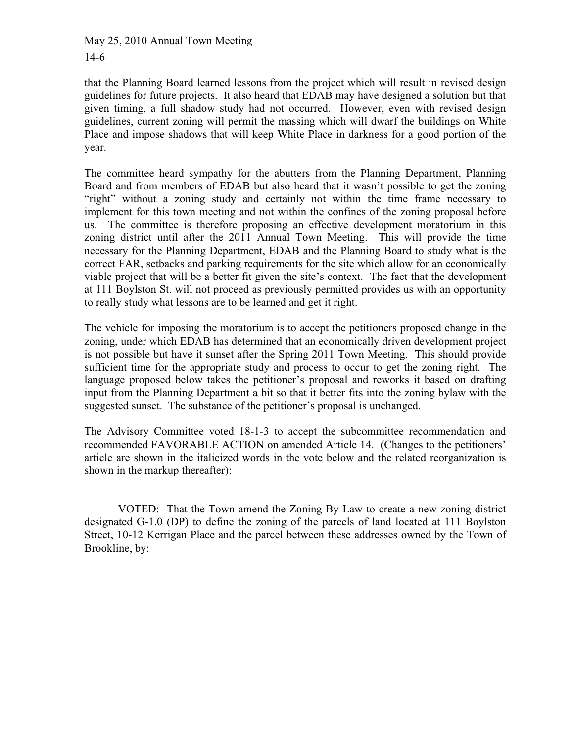that the Planning Board learned lessons from the project which will result in revised design guidelines for future projects. It also heard that EDAB may have designed a solution but that given timing, a full shadow study had not occurred. However, even with revised design guidelines, current zoning will permit the massing which will dwarf the buildings on White Place and impose shadows that will keep White Place in darkness for a good portion of the year.

The committee heard sympathy for the abutters from the Planning Department, Planning Board and from members of EDAB but also heard that it wasn't possible to get the zoning "right" without a zoning study and certainly not within the time frame necessary to implement for this town meeting and not within the confines of the zoning proposal before us. The committee is therefore proposing an effective development moratorium in this zoning district until after the 2011 Annual Town Meeting. This will provide the time necessary for the Planning Department, EDAB and the Planning Board to study what is the correct FAR, setbacks and parking requirements for the site which allow for an economically viable project that will be a better fit given the site's context. The fact that the development at 111 Boylston St. will not proceed as previously permitted provides us with an opportunity to really study what lessons are to be learned and get it right.

The vehicle for imposing the moratorium is to accept the petitioners proposed change in the zoning, under which EDAB has determined that an economically driven development project is not possible but have it sunset after the Spring 2011 Town Meeting. This should provide sufficient time for the appropriate study and process to occur to get the zoning right. The language proposed below takes the petitioner's proposal and reworks it based on drafting input from the Planning Department a bit so that it better fits into the zoning bylaw with the suggested sunset. The substance of the petitioner's proposal is unchanged.

The Advisory Committee voted 18-1-3 to accept the subcommittee recommendation and recommended FAVORABLE ACTION on amended Article 14. (Changes to the petitioners' article are shown in the italicized words in the vote below and the related reorganization is shown in the markup thereafter):

VOTED: That the Town amend the Zoning By-Law to create a new zoning district designated G-1.0 (DP) to define the zoning of the parcels of land located at 111 Boylston Street, 10-12 Kerrigan Place and the parcel between these addresses owned by the Town of Brookline, by: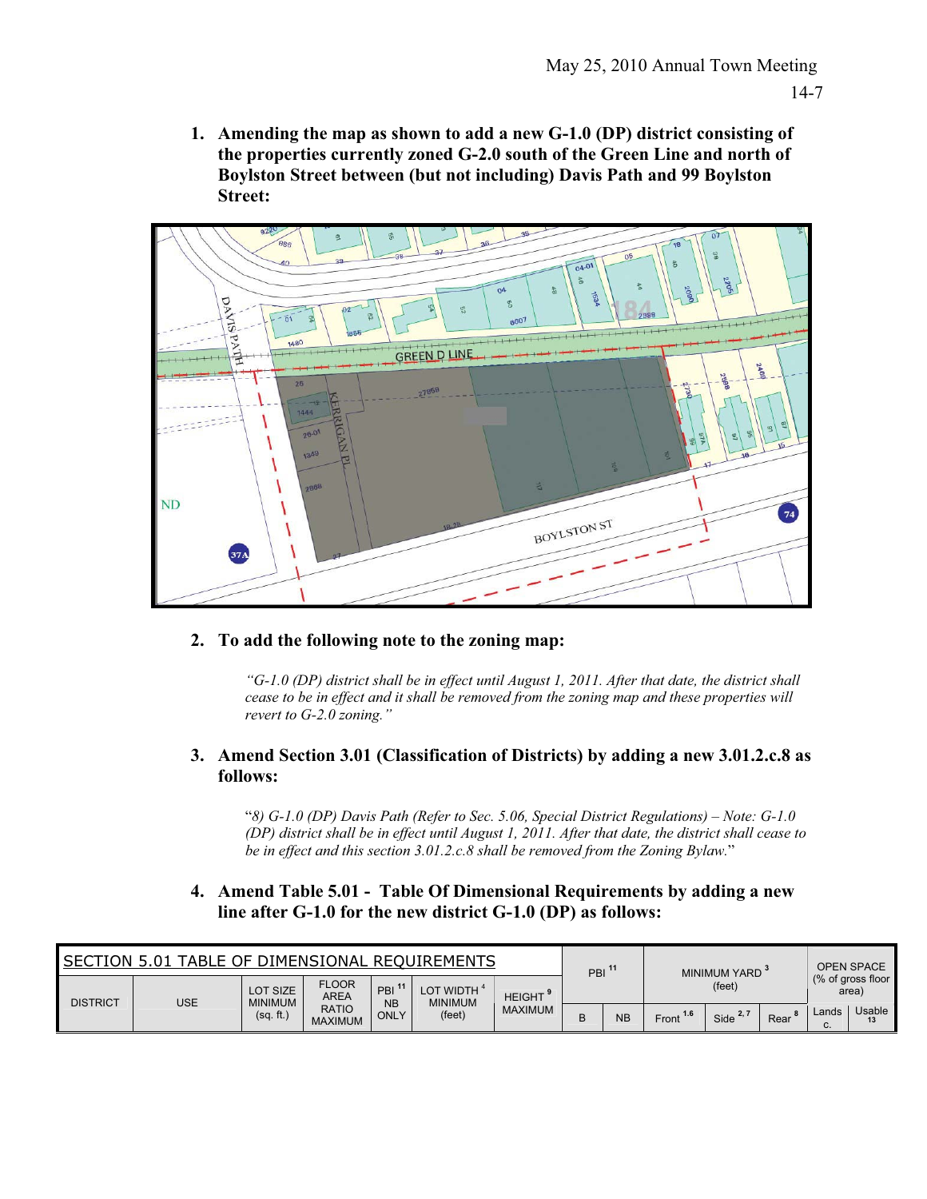1. **Amending the map as shown to add a new G-1.0 (DP) district consisting of the properties currently zoned G-2.0 south of the Green Line and north of Boylston Street between (but not including) Davis Path and 99 Boylston Street:**

2. **To add the following note to the zoning map:**

   *"G-1.0 (DP) district shall be in effect until August 1, 2011. After that date, the district shall cease to be in effect and it shall be removed from the zoning map and these properties will revert to G-2.0 zoning."*

3. **Amend Section 3.01 (Classification of Districts) by adding a new 3.01.2.c.8 as follows:**

   "*8) G-1.0 (DP) Davis Path (Refer to Sec. 5.06, Special District Regulations) – Note: G-1.0 (DP) district shall be in effect until August 1, 2011. After that date, the district shall cease to be in effect and this section 3.01.2.c.8 shall be removed from the Zoning Bylaw.*"

4. **Amend Table 5.01 - Table Of Dimensional Requirements by adding a new line after G-1.0 for the new district G-1.0 (DP) as follows:**

| SECTION 5.01 TABLE OF DIMENSIONAL REQUIREMENTS | | | | | | | PBI [11] | | MINIMUM YARD [3] (feet) | | | OPEN SPACE (% of gross floor area) | |
|---|---|---|---|---|---|---|---|---|---|---|---|---|---|
| DISTRICT | USE | LOT SIZE MINIMUM (sq. ft.) | FLOOR AREA RATIO MAXIMUM | PBI [11] NB ONLY | LOT WIDTH [4] MINIMUM (feet) | HEIGHT [9] MAXIMUM | B | NB | Front [1.6] | Side [2,7] | Rear [8] | Landsc. | Usable [13] |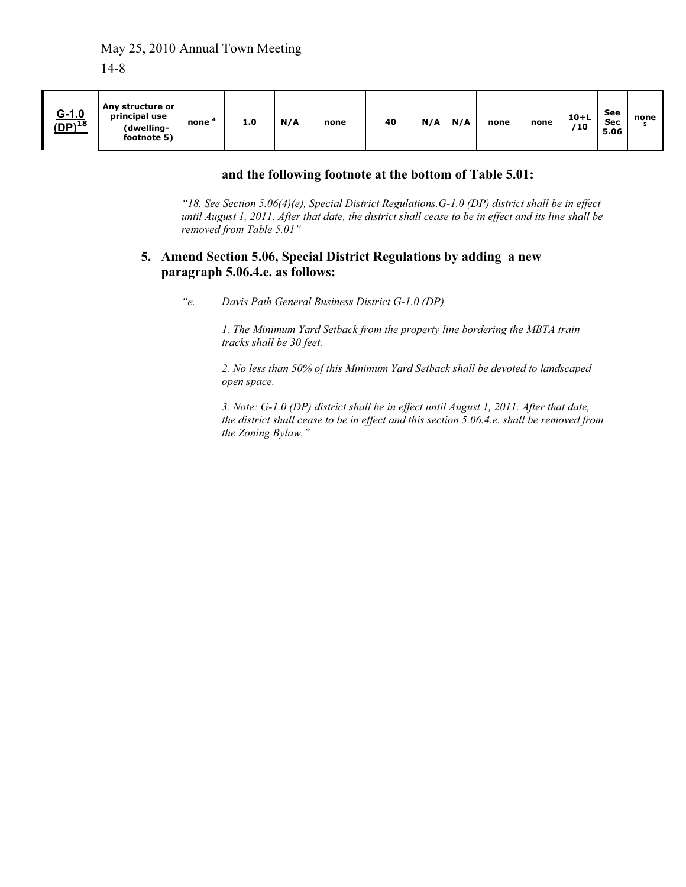May 25, 2010 Annual Town Meeting

14-8

| G-1.0 (DP)[18] | Any structure or principal use (dwelling-footnote 5) | none [4] | 1.0 | N/A | none | 40 | N/A | N/A | none | none | 10+L/10 | See Sec 5.06 | none [5] |
|---|---|---|---|---|---|---|---|---|---|---|---|---|---|

**and the following footnote at the bottom of Table 5.01:**

*"18. See Section 5.06(4)(e), Special District Regulations.G-1.0 (DP) district shall be in effect until August 1, 2011. After that date, the district shall cease to be in effect and its line shall be removed from Table 5.01"*

**5. Amend Section 5.06, Special District Regulations by adding a new paragraph 5.06.4.e. as follows:**

*"e. Davis Path General Business District G-1.0 (DP)*

*1. The Minimum Yard Setback from the property line bordering the MBTA train tracks shall be 30 feet.*

*2. No less than 50% of this Minimum Yard Setback shall be devoted to landscaped open space.*

*3. Note: G-1.0 (DP) district shall be in effect until August 1, 2011. After that date, the district shall cease to be in effect and this section 5.06.4.e. shall be removed from the Zoning Bylaw."*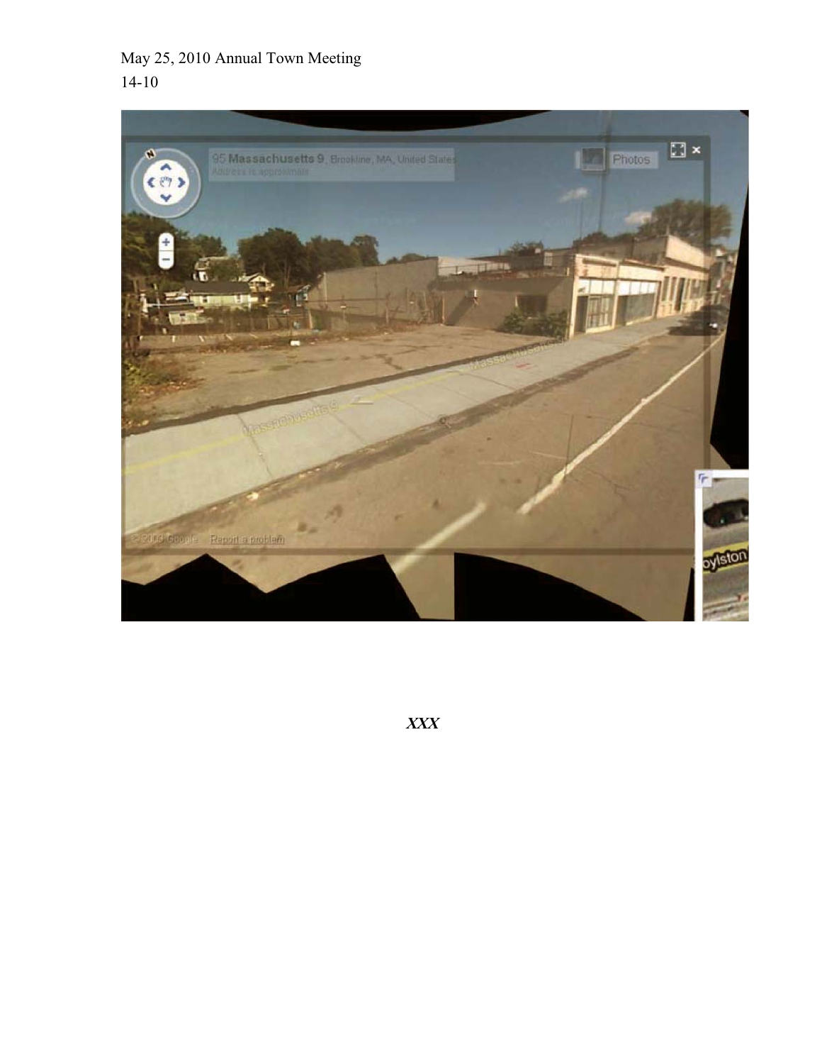May 25, 2010 Annual Town Meeting
14-10

*XXX*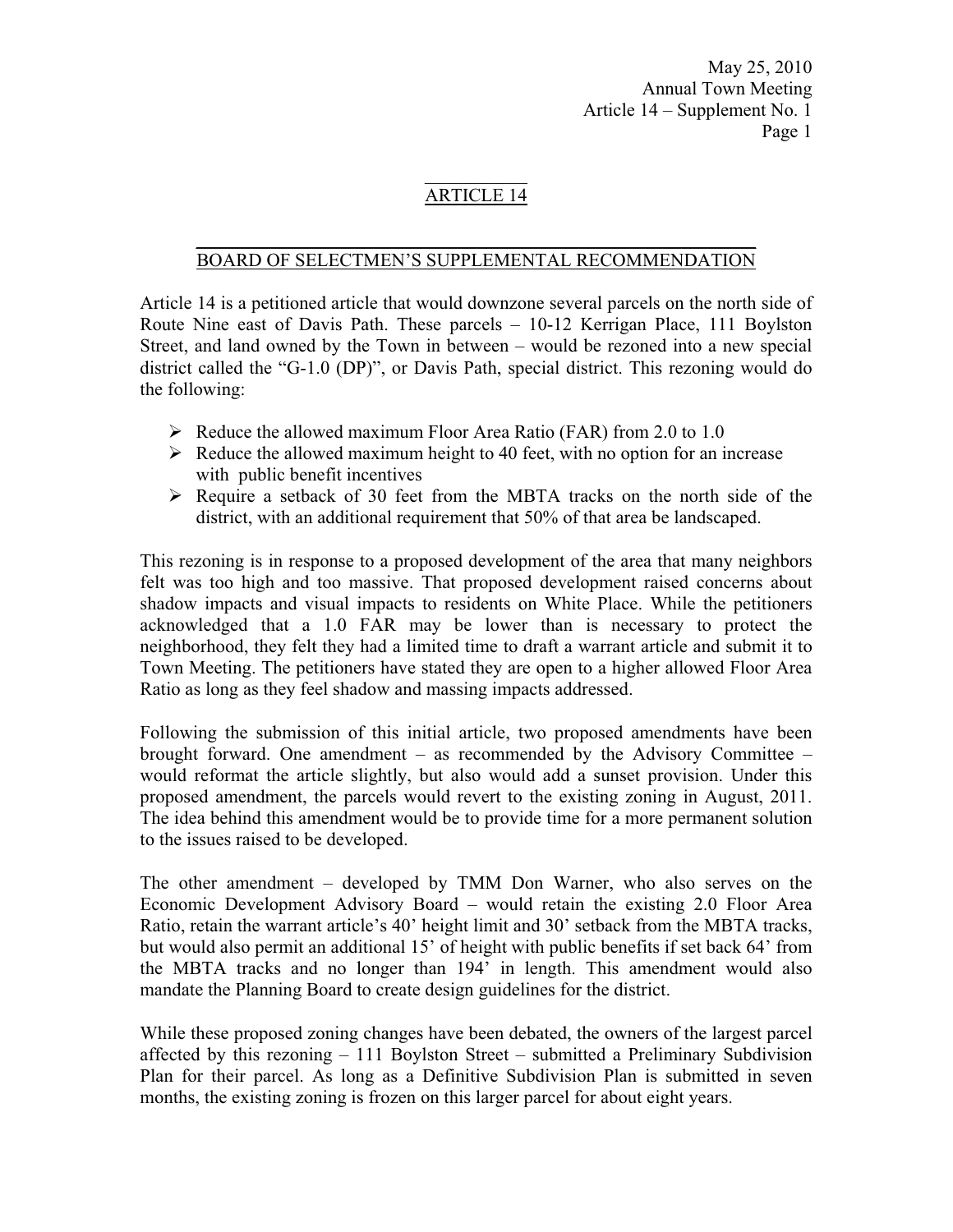## ARTICLE 14

### BOARD OF SELECTMEN'S SUPPLEMENTAL RECOMMENDATION

Article 14 is a petitioned article that would downzone several parcels on the north side of Route Nine east of Davis Path. These parcels – 10-12 Kerrigan Place, 111 Boylston Street, and land owned by the Town in between – would be rezoned into a new special district called the "G-1.0 (DP)", or Davis Path, special district. This rezoning would do the following:

- Reduce the allowed maximum Floor Area Ratio (FAR) from 2.0 to 1.0
- Reduce the allowed maximum height to 40 feet, with no option for an increase with public benefit incentives
- Require a setback of 30 feet from the MBTA tracks on the north side of the district, with an additional requirement that 50% of that area be landscaped.

This rezoning is in response to a proposed development of the area that many neighbors felt was too high and too massive. That proposed development raised concerns about shadow impacts and visual impacts to residents on White Place. While the petitioners acknowledged that a 1.0 FAR may be lower than is necessary to protect the neighborhood, they felt they had a limited time to draft a warrant article and submit it to Town Meeting. The petitioners have stated they are open to a higher allowed Floor Area Ratio as long as they feel shadow and massing impacts addressed.

Following the submission of this initial article, two proposed amendments have been brought forward. One amendment – as recommended by the Advisory Committee – would reformat the article slightly, but also would add a sunset provision. Under this proposed amendment, the parcels would revert to the existing zoning in August, 2011. The idea behind this amendment would be to provide time for a more permanent solution to the issues raised to be developed.

The other amendment – developed by TMM Don Warner, who also serves on the Economic Development Advisory Board – would retain the existing 2.0 Floor Area Ratio, retain the warrant article's 40' height limit and 30' setback from the MBTA tracks, but would also permit an additional 15' of height with public benefits if set back 64' from the MBTA tracks and no longer than 194' in length. This amendment would also mandate the Planning Board to create design guidelines for the district.

While these proposed zoning changes have been debated, the owners of the largest parcel affected by this rezoning – 111 Boylston Street – submitted a Preliminary Subdivision Plan for their parcel. As long as a Definitive Subdivision Plan is submitted in seven months, the existing zoning is frozen on this larger parcel for about eight years.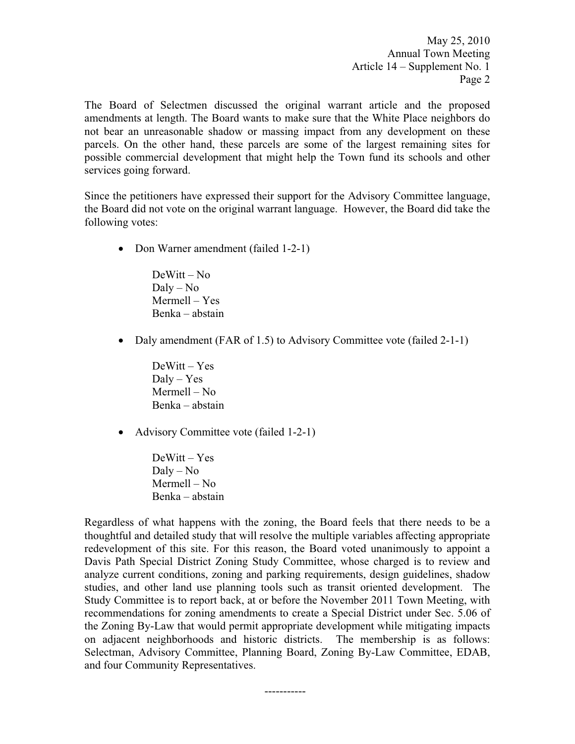The Board of Selectmen discussed the original warrant article and the proposed amendments at length. The Board wants to make sure that the White Place neighbors do not bear an unreasonable shadow or massing impact from any development on these parcels. On the other hand, these parcels are some of the largest remaining sites for possible commercial development that might help the Town fund its schools and other services going forward.

Since the petitioners have expressed their support for the Advisory Committee language, the Board did not vote on the original warrant language. However, the Board did take the following votes:

- Don Warner amendment (failed 1-2-1)

  DeWitt – No
  Daly – No
  Mermell – Yes
  Benka – abstain

- Daly amendment (FAR of 1.5) to Advisory Committee vote (failed 2-1-1)

  DeWitt – Yes
  Daly – Yes
  Mermell – No
  Benka – abstain

- Advisory Committee vote (failed 1-2-1)

  DeWitt – Yes
  Daly – No
  Mermell – No
  Benka – abstain

Regardless of what happens with the zoning, the Board feels that there needs to be a thoughtful and detailed study that will resolve the multiple variables affecting appropriate redevelopment of this site. For this reason, the Board voted unanimously to appoint a Davis Path Special District Zoning Study Committee, whose charged is to review and analyze current conditions, zoning and parking requirements, design guidelines, shadow studies, and other land use planning tools such as transit oriented development. The Study Committee is to report back, at or before the November 2011 Town Meeting, with recommendations for zoning amendments to create a Special District under Sec. 5.06 of the Zoning By-Law that would permit appropriate development while mitigating impacts on adjacent neighborhoods and historic districts. The membership is as follows: Selectman, Advisory Committee, Planning Board, Zoning By-Law Committee, EDAB, and four Community Representatives.

-----------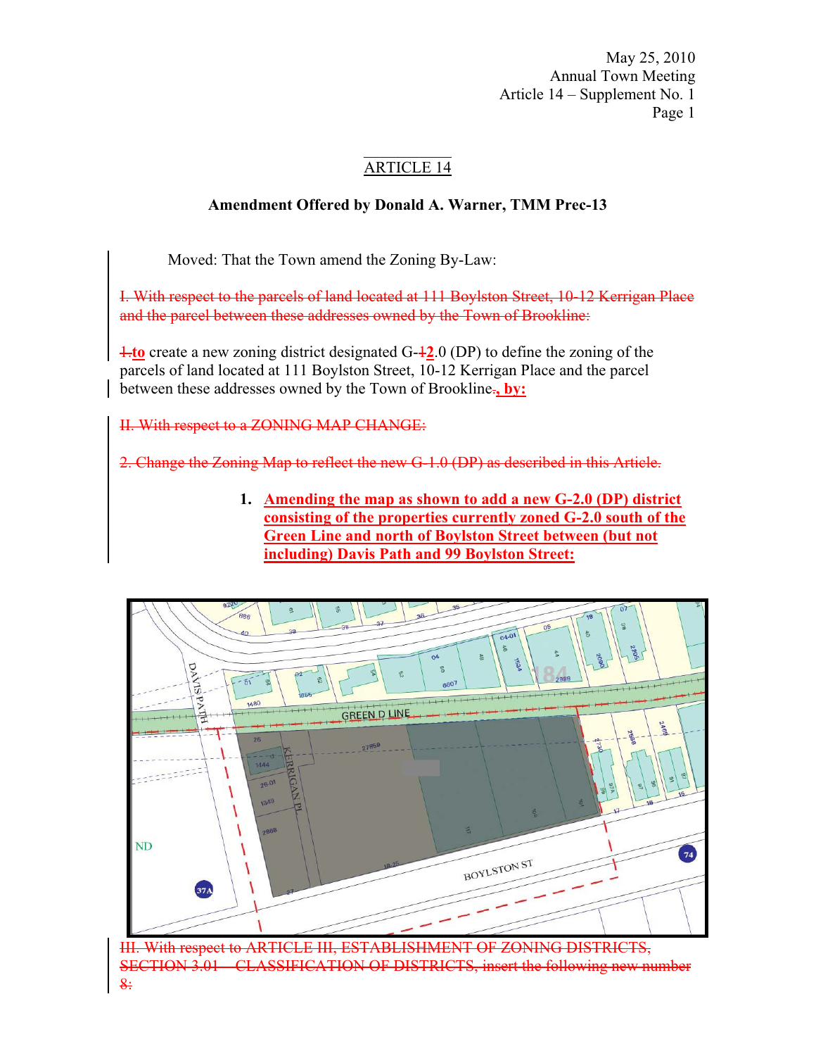May 25, 2010
Annual Town Meeting
Article 14 – Supplement No. 1

## ARTICLE 14

**Amendment Offered by Donald A. Warner, TMM Prec-13**

Moved: That the Town amend the Zoning By-Law:

~~I. With respect to the parcels of land located at 111 Boylston Street, 10-12 Kerrigan Place and the parcel between these addresses owned by the Town of Brookline:~~

~~1.~~**to** create a new zoning district designated G-~~1~~**2**.0 (DP) to define the zoning of the parcels of land located at 111 Boylston Street, 10-12 Kerrigan Place and the parcel between these addresses owned by the Town of Brookline~~.~~**, by:**

~~II. With respect to a ZONING MAP CHANGE:~~

~~2. Change the Zoning Map to reflect the new G-1.0 (DP) as described in this Article.~~

1. **Amending the map as shown to add a new G-2.0 (DP) district consisting of the properties currently zoned G-2.0 south of the Green Line and north of Boylston Street between (but not including) Davis Path and 99 Boylston Street:**

~~III. With respect to ARTICLE III, ESTABLISHMENT OF ZONING DISTRICTS, SECTION 3.01 – CLASSIFICATION OF DISTRICTS, insert the following new number 8:~~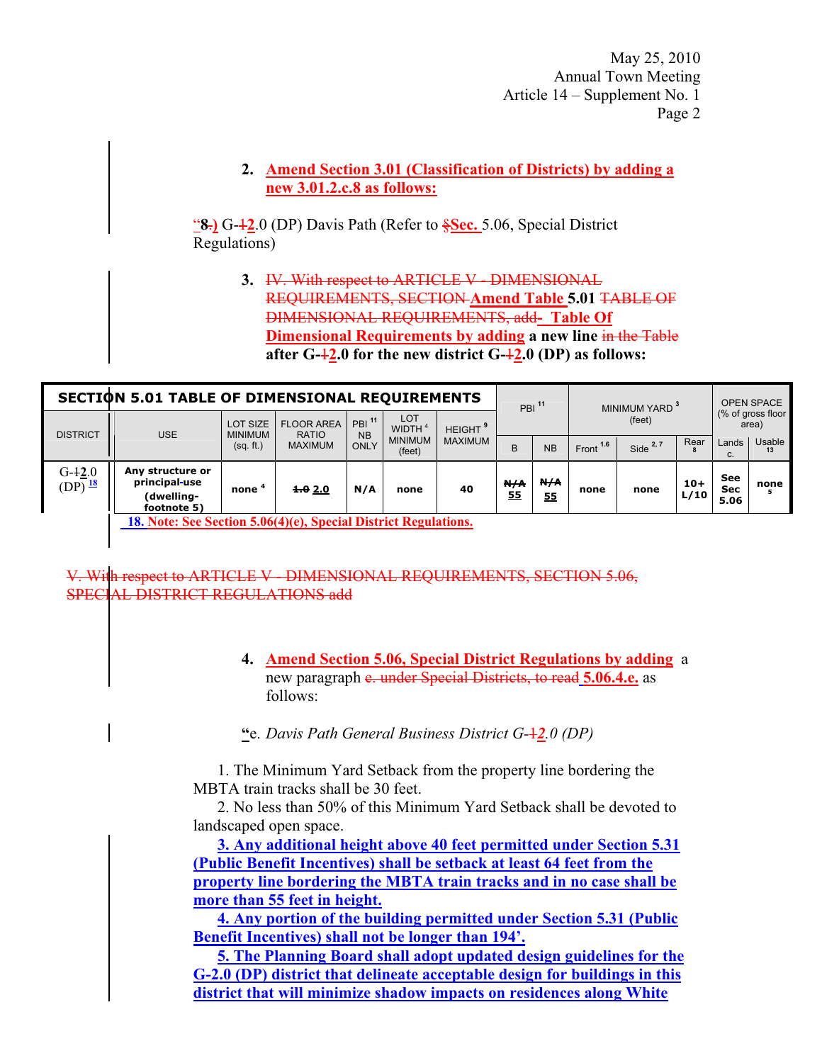2. **Amend Section 3.01 (Classification of Districts) by adding a new 3.01.2.c.8 as follows:**

"**8.)** G-~~1~~**2**.0 (DP) Davis Path (Refer to ~~§~~**Sec.** 5.06, Special District Regulations)

3. ~~IV. With respect to ARTICLE V - DIMENSIONAL REQUIREMENTS, SECTION~~ **Amend Table** **5.01** ~~TABLE OF DIMENSIONAL REQUIREMENTS, add~~ **- Table Of Dimensional Requirements by adding** **a new line** ~~in the Table~~ **after G-~~1~~2.0 for the new district G-~~1~~2.0 (DP) as follows:**

| SECTION 5.01 TABLE OF DIMENSIONAL REQUIREMENTS | | | | | | | | | | | | | | |
|---|---|---|---|---|---|---|---|---|---|---|---|---|---|---|
| DISTRICT | USE | LOT SIZE MINIMUM (sq. ft.) | FLOOR AREA RATIO MAXIMUM | PBI [11] NB ONLY | LOT WIDTH [4] MINIMUM (feet) | HEIGHT [9] MAXIMUM | PBI [11] | | MINIMUM YARD [3] (feet) | | | OPEN SPACE (% of gross floor area) | |
| | | | | | | | B | NB | Front [1.6] | Side [2, 7] | Rear [8] | Landsc. | Usable [13] |
| G-~~1~~2.0 (DP) [18] | Any structure or principal-use (dwelling-footnote 5) | none [4] | ~~1.0~~ 2.0 | N/A | none | 40 | ~~N/A~~ 55 | ~~N/A~~ 55 | none | none | 10+ L/10 | See Sec 5.06 | none [5] |

**18. Note: See Section 5.06(4)(e), Special District Regulations.**

~~V. With respect to ARTICLE V - DIMENSIONAL REQUIREMENTS, SECTION 5.06, SPECIAL DISTRICT REGULATIONS add~~

4. **Amend Section 5.06, Special District Regulations by adding** a new paragraph ~~e. under Special Districts, to read~~ **5.06.4.e.** as follows:

"e. *Davis Path General Business District G-~~1~~2.0 (DP)*

1. The Minimum Yard Setback from the property line bordering the MBTA train tracks shall be 30 feet.
2. No less than 50% of this Minimum Yard Setback shall be devoted to landscaped open space.
3. **Any additional height above 40 feet permitted under Section 5.31 (Public Benefit Incentives) shall be setback at least 64 feet from the property line bordering the MBTA train tracks and in no case shall be more than 55 feet in height.**
4. **Any portion of the building permitted under Section 5.31 (Public Benefit Incentives) shall not be longer than 194'.**
5. **The Planning Board shall adopt updated design guidelines for the G-2.0 (DP) district that delineate acceptable design for buildings in this district that will minimize shadow impacts on residences along White**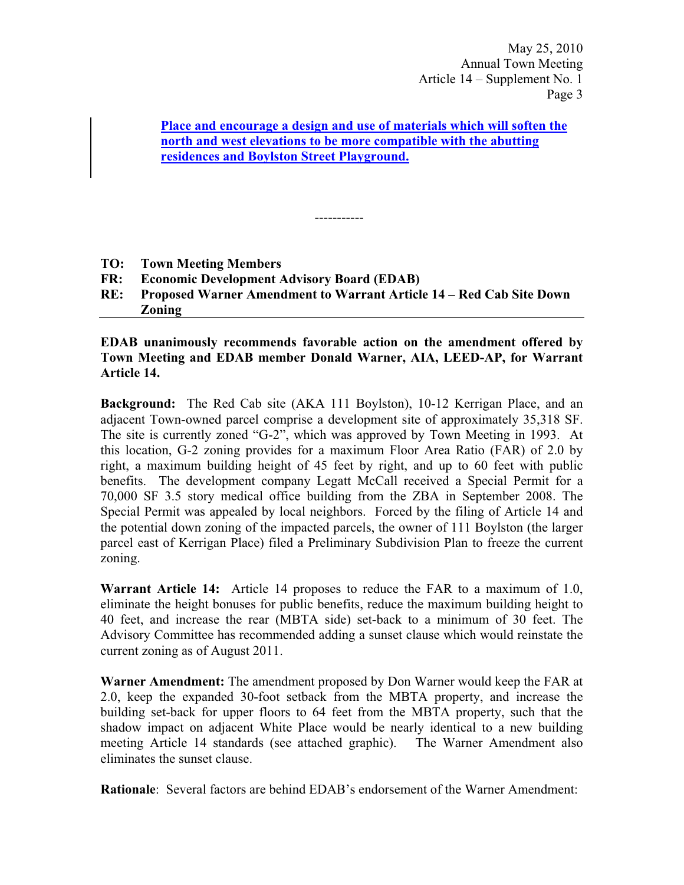**Place and encourage a design and use of materials which will soften the north and west elevations to be more compatible with the abutting residences and Boylston Street Playground.**

-----------

**TO: Town Meeting Members**
**FR: Economic Development Advisory Board (EDAB)**
**RE: Proposed Warner Amendment to Warrant Article 14 – Red Cab Site Down Zoning**

---

**EDAB unanimously recommends favorable action on the amendment offered by Town Meeting and EDAB member Donald Warner, AIA, LEED-AP, for Warrant Article 14.**

**Background:** The Red Cab site (AKA 111 Boylston), 10-12 Kerrigan Place, and an adjacent Town-owned parcel comprise a development site of approximately 35,318 SF. The site is currently zoned "G-2", which was approved by Town Meeting in 1993. At this location, G-2 zoning provides for a maximum Floor Area Ratio (FAR) of 2.0 by right, a maximum building height of 45 feet by right, and up to 60 feet with public benefits. The development company Legatt McCall received a Special Permit for a 70,000 SF 3.5 story medical office building from the ZBA in September 2008. The Special Permit was appealed by local neighbors. Forced by the filing of Article 14 and the potential down zoning of the impacted parcels, the owner of 111 Boylston (the larger parcel east of Kerrigan Place) filed a Preliminary Subdivision Plan to freeze the current zoning.

**Warrant Article 14:** Article 14 proposes to reduce the FAR to a maximum of 1.0, eliminate the height bonuses for public benefits, reduce the maximum building height to 40 feet, and increase the rear (MBTA side) set-back to a minimum of 30 feet. The Advisory Committee has recommended adding a sunset clause which would reinstate the current zoning as of August 2011.

**Warner Amendment:** The amendment proposed by Don Warner would keep the FAR at 2.0, keep the expanded 30-foot setback from the MBTA property, and increase the building set-back for upper floors to 64 feet from the MBTA property, such that the shadow impact on adjacent White Place would be nearly identical to a new building meeting Article 14 standards (see attached graphic). The Warner Amendment also eliminates the sunset clause.

**Rationale**: Several factors are behind EDAB's endorsement of the Warner Amendment: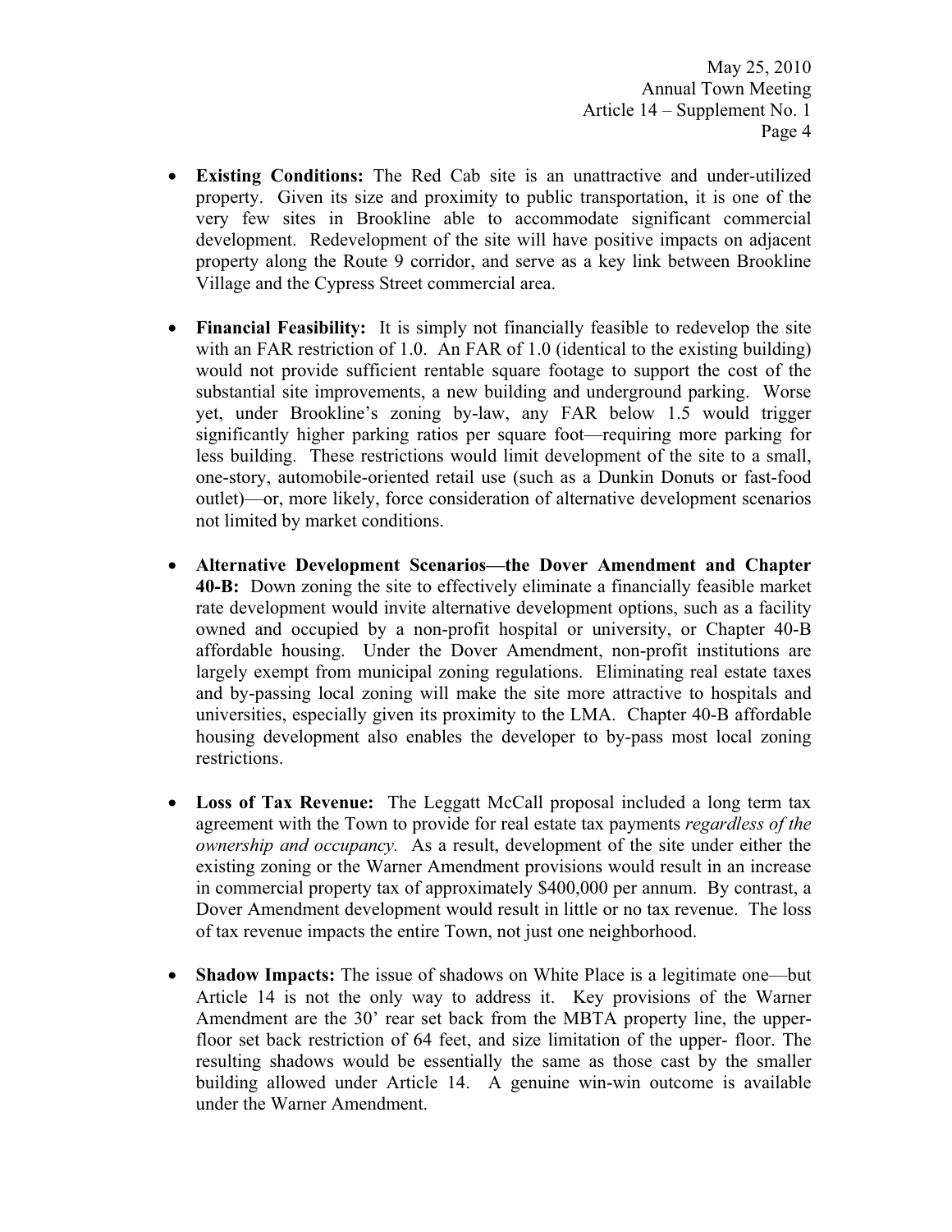- **Existing Conditions:** The Red Cab site is an unattractive and under-utilized property. Given its size and proximity to public transportation, it is one of the very few sites in Brookline able to accommodate significant commercial development. Redevelopment of the site will have positive impacts on adjacent property along the Route 9 corridor, and serve as a key link between Brookline Village and the Cypress Street commercial area.

- **Financial Feasibility:** It is simply not financially feasible to redevelop the site with an FAR restriction of 1.0. An FAR of 1.0 (identical to the existing building) would not provide sufficient rentable square footage to support the cost of the substantial site improvements, a new building and underground parking. Worse yet, under Brookline's zoning by-law, any FAR below 1.5 would trigger significantly higher parking ratios per square foot—requiring more parking for less building. These restrictions would limit development of the site to a small, one-story, automobile-oriented retail use (such as a Dunkin Donuts or fast-food outlet)—or, more likely, force consideration of alternative development scenarios not limited by market conditions.

- **Alternative Development Scenarios—the Dover Amendment and Chapter 40-B:** Down zoning the site to effectively eliminate a financially feasible market rate development would invite alternative development options, such as a facility owned and occupied by a non-profit hospital or university, or Chapter 40-B affordable housing. Under the Dover Amendment, non-profit institutions are largely exempt from municipal zoning regulations. Eliminating real estate taxes and by-passing local zoning will make the site more attractive to hospitals and universities, especially given its proximity to the LMA. Chapter 40-B affordable housing development also enables the developer to by-pass most local zoning restrictions.

- **Loss of Tax Revenue:** The Leggatt McCall proposal included a long term tax agreement with the Town to provide for real estate tax payments *regardless of the ownership and occupancy.* As a result, development of the site under either the existing zoning or the Warner Amendment provisions would result in an increase in commercial property tax of approximately $400,000 per annum. By contrast, a Dover Amendment development would result in little or no tax revenue. The loss of tax revenue impacts the entire Town, not just one neighborhood.

- **Shadow Impacts:** The issue of shadows on White Place is a legitimate one—but Article 14 is not the only way to address it. Key provisions of the Warner Amendment are the 30' rear set back from the MBTA property line, the upper-floor set back restriction of 64 feet, and size limitation of the upper- floor. The resulting shadows would be essentially the same as those cast by the smaller building allowed under Article 14. A genuine win-win outcome is available under the Warner Amendment.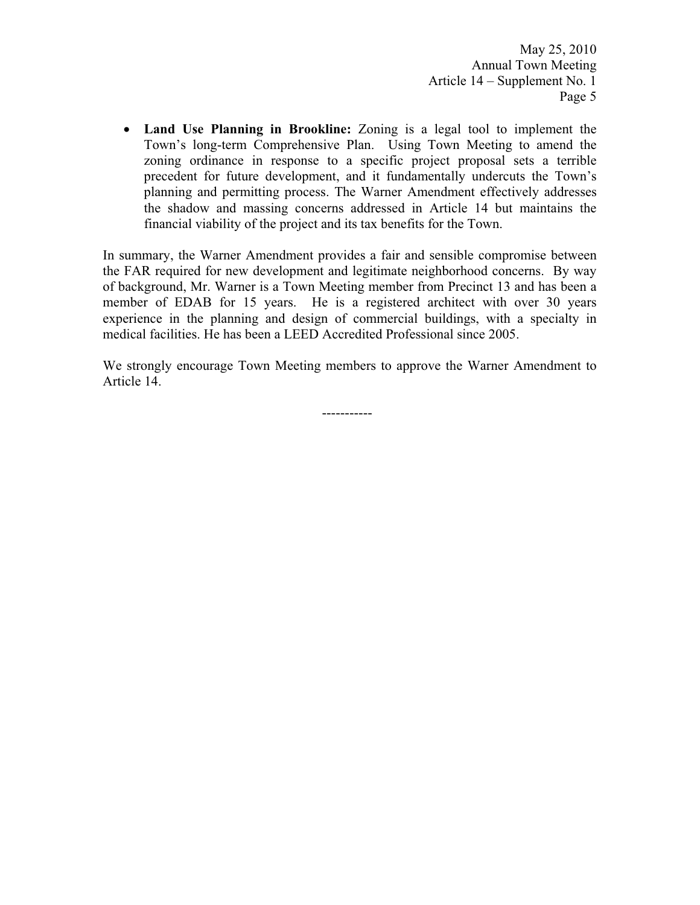- **Land Use Planning in Brookline:** Zoning is a legal tool to implement the Town's long-term Comprehensive Plan. Using Town Meeting to amend the zoning ordinance in response to a specific project proposal sets a terrible precedent for future development, and it fundamentally undercuts the Town's planning and permitting process. The Warner Amendment effectively addresses the shadow and massing concerns addressed in Article 14 but maintains the financial viability of the project and its tax benefits for the Town.

In summary, the Warner Amendment provides a fair and sensible compromise between the FAR required for new development and legitimate neighborhood concerns. By way of background, Mr. Warner is a Town Meeting member from Precinct 13 and has been a member of EDAB for 15 years. He is a registered architect with over 30 years experience in the planning and design of commercial buildings, with a specialty in medical facilities. He has been a LEED Accredited Professional since 2005.

We strongly encourage Town Meeting members to approve the Warner Amendment to Article 14.

-----------